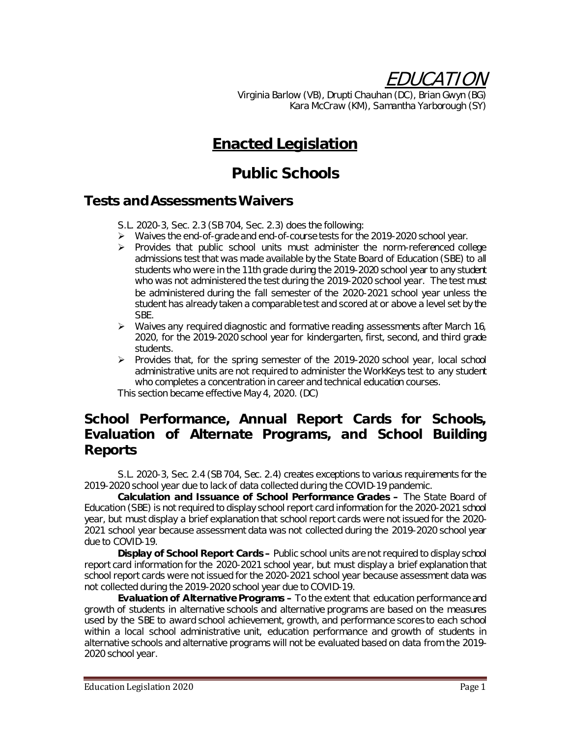# EDUCATION

Virginia Barlow (VB), Drupti Chauhan (DC), Brian Gwyn (BG)
Kara McCraw (KM), Samantha Yarborough (SY)

# Enacted Legislation

# Public Schools

## Tests and Assessments Waivers

S.L. 2020-3, Sec. 2.3 (SB 704, Sec. 2.3) does the following:

- Waives the end-of-grade and end-of-course tests for the 2019-2020 school year.
- Provides that public school units must administer the norm-referenced college admissions test that was made available by the State Board of Education (SBE) to all students who were in the 11th grade during the 2019-2020 school year to any student who was not administered the test during the 2019-2020 school year. The test must be administered during the fall semester of the 2020-2021 school year unless the student has already taken a comparable test and scored at or above a level set by the SBE.
- Waives any required diagnostic and formative reading assessments after March 16, 2020, for the 2019-2020 school year for kindergarten, first, second, and third grade students.
- Provides that, for the spring semester of the 2019-2020 school year, local school administrative units are not required to administer the WorkKeys test to any student who completes a concentration in career and technical education courses.

This section became effective May 4, 2020. (DC)

## School Performance, Annual Report Cards for Schools, Evaluation of Alternate Programs, and School Building Reports

S.L. 2020-3, Sec. 2.4 (SB 704, Sec. 2.4) creates exceptions to various requirements for the 2019-2020 school year due to lack of data collected during the COVID-19 pandemic.

**Calculation and Issuance of School Performance Grades –** The State Board of Education (SBE) is not required to display school report card information for the 2020-2021 school year, but must display a brief explanation that school report cards were not issued for the 2020-2021 school year because assessment data was not collected during the 2019-2020 school year due to COVID-19.

**Display of School Report Cards –** Public school units are not required to display school report card information for the 2020-2021 school year, but must display a brief explanation that school report cards were not issued for the 2020-2021 school year because assessment data was not collected during the 2019-2020 school year due to COVID-19.

**Evaluation of Alternative Programs –** To the extent that education performance and growth of students in alternative schools and alternative programs are based on the measures used by the SBE to award school achievement, growth, and performance scores to each school within a local school administrative unit, education performance and growth of students in alternative schools and alternative programs will not be evaluated based on data from the 2019-2020 school year.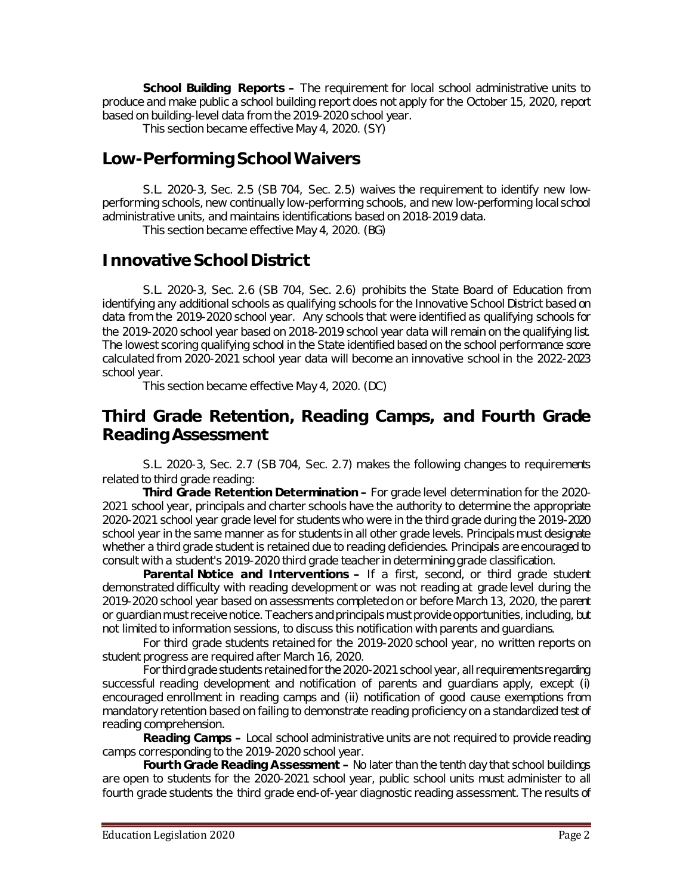**School Building Reports –** The requirement for local school administrative units to produce and make public a school building report does not apply for the October 15, 2020, report based on building-level data from the 2019-2020 school year.

This section became effective May 4, 2020. (SY)

## Low-Performing School Waivers

S.L. 2020-3, Sec. 2.5 (SB 704, Sec. 2.5) waives the requirement to identify new low-performing schools, new continually low-performing schools, and new low-performing local school administrative units, and maintains identifications based on 2018-2019 data.

This section became effective May 4, 2020. (BG)

## Innovative School District

S.L. 2020-3, Sec. 2.6 (SB 704, Sec. 2.6) prohibits the State Board of Education from identifying any additional schools as qualifying schools for the Innovative School District based on data from the 2019-2020 school year. Any schools that were identified as qualifying schools for the 2019-2020 school year based on 2018-2019 school year data will remain on the qualifying list. The lowest scoring qualifying school in the State identified based on the school performance score calculated from 2020-2021 school year data will become an innovative school in the 2022-2023 school year.

This section became effective May 4, 2020. (DC)

## Third Grade Retention, Reading Camps, and Fourth Grade Reading Assessment

S.L. 2020-3, Sec. 2.7 (SB 704, Sec. 2.7) makes the following changes to requirements related to third grade reading:

**Third Grade Retention Determination –** For grade level determination for the 2020-2021 school year, principals and charter schools have the authority to determine the appropriate 2020-2021 school year grade level for students who were in the third grade during the 2019-2020 school year in the same manner as for students in all other grade levels. Principals must designate whether a third grade student is retained due to reading deficiencies. Principals are encouraged to consult with a student's 2019-2020 third grade teacher in determining grade classification.

**Parental Notice and Interventions –** If a first, second, or third grade student demonstrated difficulty with reading development or was not reading at grade level during the 2019-2020 school year based on assessments completed on or before March 13, 2020, the parent or guardian must receive notice. Teachers and principals must provide opportunities, including, but not limited to information sessions, to discuss this notification with parents and guardians.

For third grade students retained for the 2019-2020 school year, no written reports on student progress are required after March 16, 2020.

For third grade students retained for the 2020-2021 school year, all requirements regarding successful reading development and notification of parents and guardians apply, except (i) encouraged enrollment in reading camps and (ii) notification of good cause exemptions from mandatory retention based on failing to demonstrate reading proficiency on a standardized test of reading comprehension.

**Reading Camps –** Local school administrative units are not required to provide reading camps corresponding to the 2019-2020 school year.

**Fourth Grade Reading Assessment –** No later than the tenth day that school buildings are open to students for the 2020-2021 school year, public school units must administer to all fourth grade students the third grade end-of-year diagnostic reading assessment. The results of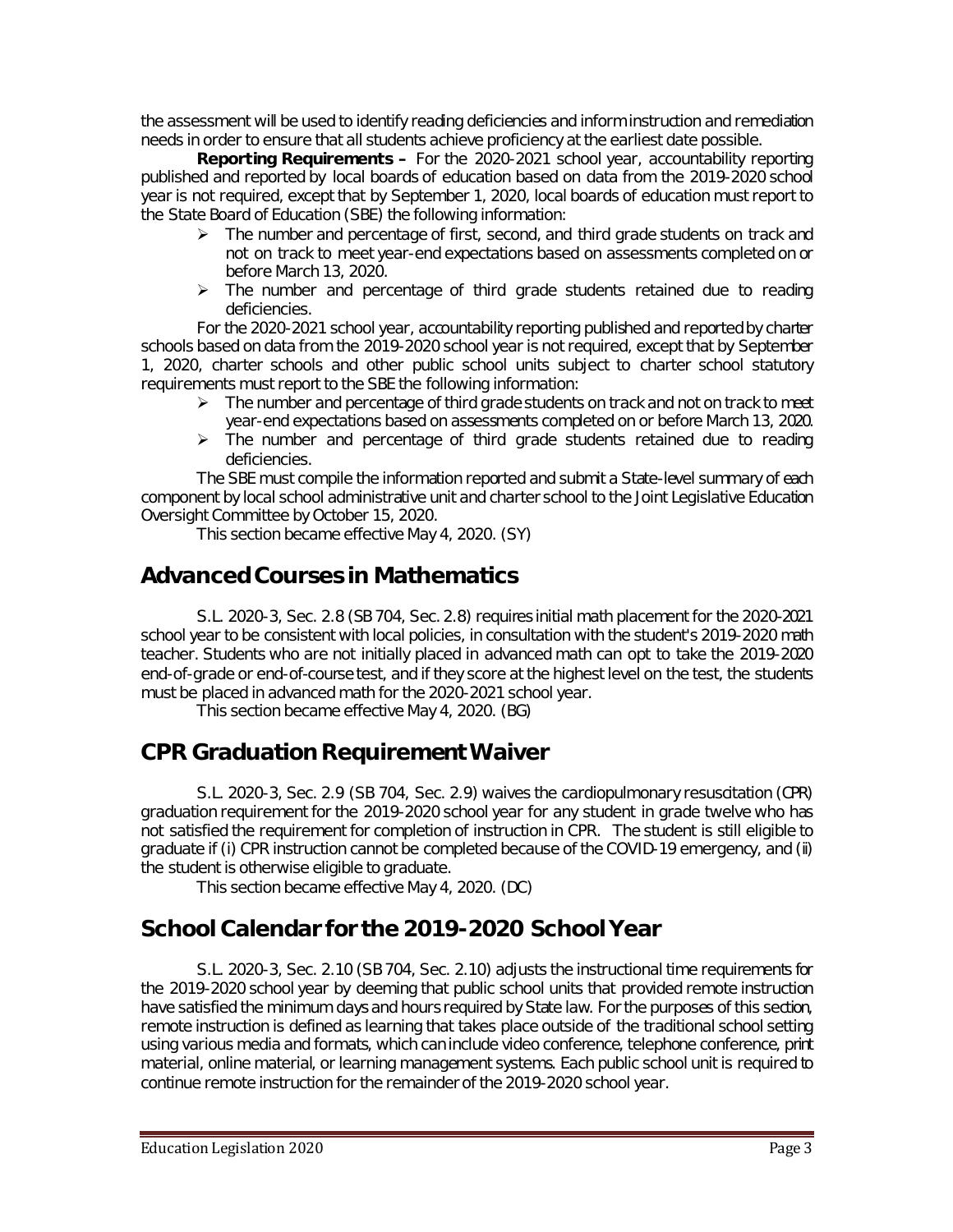the assessment will be used to identify reading deficiencies and inform instruction and remediation needs in order to ensure that all students achieve proficiency at the earliest date possible.

**Reporting Requirements –** For the 2020-2021 school year, accountability reporting published and reported by local boards of education based on data from the 2019-2020 school year is not required, except that by September 1, 2020, local boards of education must report to the State Board of Education (SBE) the following information:

- The number and percentage of first, second, and third grade students on track and not on track to meet year-end expectations based on assessments completed on or before March 13, 2020.
- The number and percentage of third grade students retained due to reading deficiencies.

For the 2020-2021 school year, accountability reporting published and reported by charter schools based on data from the 2019-2020 school year is not required, except that by September 1, 2020, charter schools and other public school units subject to charter school statutory requirements must report to the SBE the following information:

- The number and percentage of third grade students on track and not on track to meet year-end expectations based on assessments completed on or before March 13, 2020.
- The number and percentage of third grade students retained due to reading deficiencies.

The SBE must compile the information reported and submit a State-level summary of each component by local school administrative unit and charter school to the Joint Legislative Education Oversight Committee by October 15, 2020.

This section became effective May 4, 2020. (SY)

## Advanced Courses in Mathematics

S.L. 2020-3, Sec. 2.8 (SB 704, Sec. 2.8) requires initial math placement for the 2020-2021 school year to be consistent with local policies, in consultation with the student's 2019-2020 math teacher. Students who are not initially placed in advanced math can opt to take the 2019-2020 end-of-grade or end-of-course test, and if they score at the highest level on the test, the students must be placed in advanced math for the 2020-2021 school year.

This section became effective May 4, 2020. (BG)

## CPR Graduation Requirement Waiver

S.L. 2020-3, Sec. 2.9 (SB 704, Sec. 2.9) waives the cardiopulmonary resuscitation (CPR) graduation requirement for the 2019-2020 school year for any student in grade twelve who has not satisfied the requirement for completion of instruction in CPR. The student is still eligible to graduate if (i) CPR instruction cannot be completed because of the COVID-19 emergency, and (ii) the student is otherwise eligible to graduate.

This section became effective May 4, 2020. (DC)

## School Calendar for the 2019-2020 School Year

S.L. 2020-3, Sec. 2.10 (SB 704, Sec. 2.10) adjusts the instructional time requirements for the 2019-2020 school year by deeming that public school units that provided remote instruction have satisfied the minimum days and hours required by State law. For the purposes of this section, remote instruction is defined as learning that takes place outside of the traditional school setting using various media and formats, which can include video conference, telephone conference, print material, online material, or learning management systems. Each public school unit is required to continue remote instruction for the remainder of the 2019-2020 school year.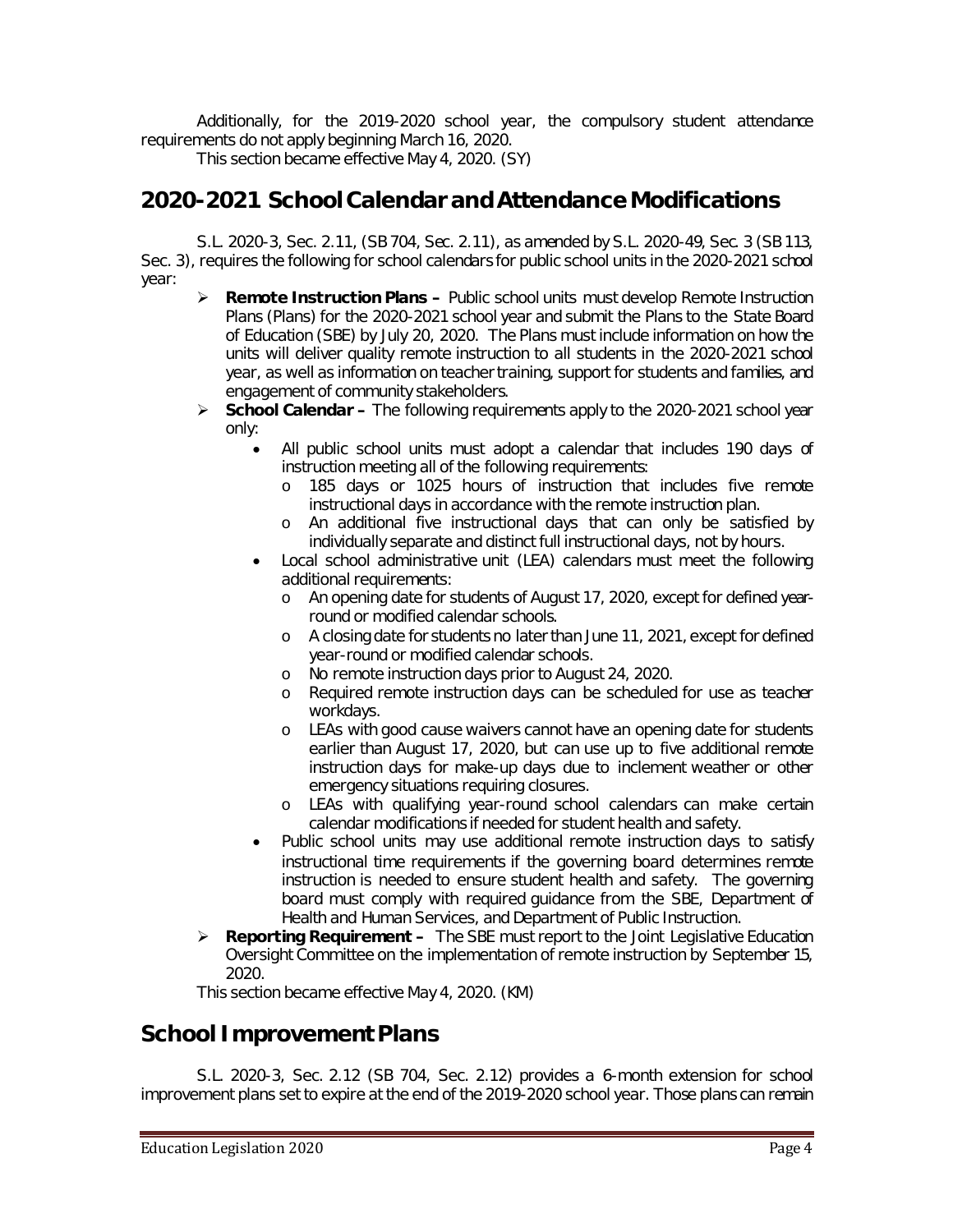Additionally, for the 2019-2020 school year, the compulsory student attendance requirements do not apply beginning March 16, 2020.

This section became effective May 4, 2020. (SY)

## 2020-2021 School Calendar and Attendance Modifications

S.L. 2020-3, Sec. 2.11, (SB 704, Sec. 2.11), as amended by S.L. 2020-49, Sec. 3 (SB 113, Sec. 3), requires the following for school calendars for public school units in the 2020-2021 school year:

- **Remote Instruction Plans –** Public school units must develop Remote Instruction Plans (Plans) for the 2020-2021 school year and submit the Plans to the State Board of Education (SBE) by July 20, 2020. The Plans must include information on how the units will deliver quality remote instruction to all students in the 2020-2021 school year, as well as information on teacher training, support for students and families, and engagement of community stakeholders.
- **School Calendar –** The following requirements apply to the 2020-2021 school year only:
  - All public school units must adopt a calendar that includes 190 days of instruction meeting all of the following requirements:
    - 185 days or 1025 hours of instruction that includes five remote instructional days in accordance with the remote instruction plan.
    - An additional five instructional days that can only be satisfied by individually separate and distinct full instructional days, not by hours.
  - Local school administrative unit (LEA) calendars must meet the following additional requirements:
    - An opening date for students of August 17, 2020, except for defined year-round or modified calendar schools.
    - A closing date for students no later than June 11, 2021, except for defined year-round or modified calendar schools.
    - No remote instruction days prior to August 24, 2020.
    - Required remote instruction days can be scheduled for use as teacher workdays.
    - LEAs with good cause waivers cannot have an opening date for students earlier than August 17, 2020, but can use up to five additional remote instruction days for make-up days due to inclement weather or other emergency situations requiring closures.
    - LEAs with qualifying year-round school calendars can make certain calendar modifications if needed for student health and safety.
  - Public school units may use additional remote instruction days to satisfy instructional time requirements if the governing board determines remote instruction is needed to ensure student health and safety. The governing board must comply with required guidance from the SBE, Department of Health and Human Services, and Department of Public Instruction.
- **Reporting Requirement –** The SBE must report to the Joint Legislative Education Oversight Committee on the implementation of remote instruction by September 15, 2020.

This section became effective May 4, 2020. (KM)

## School Improvement Plans

S.L. 2020-3, Sec. 2.12 (SB 704, Sec. 2.12) provides a 6-month extension for school improvement plans set to expire at the end of the 2019-2020 school year. Those plans can remain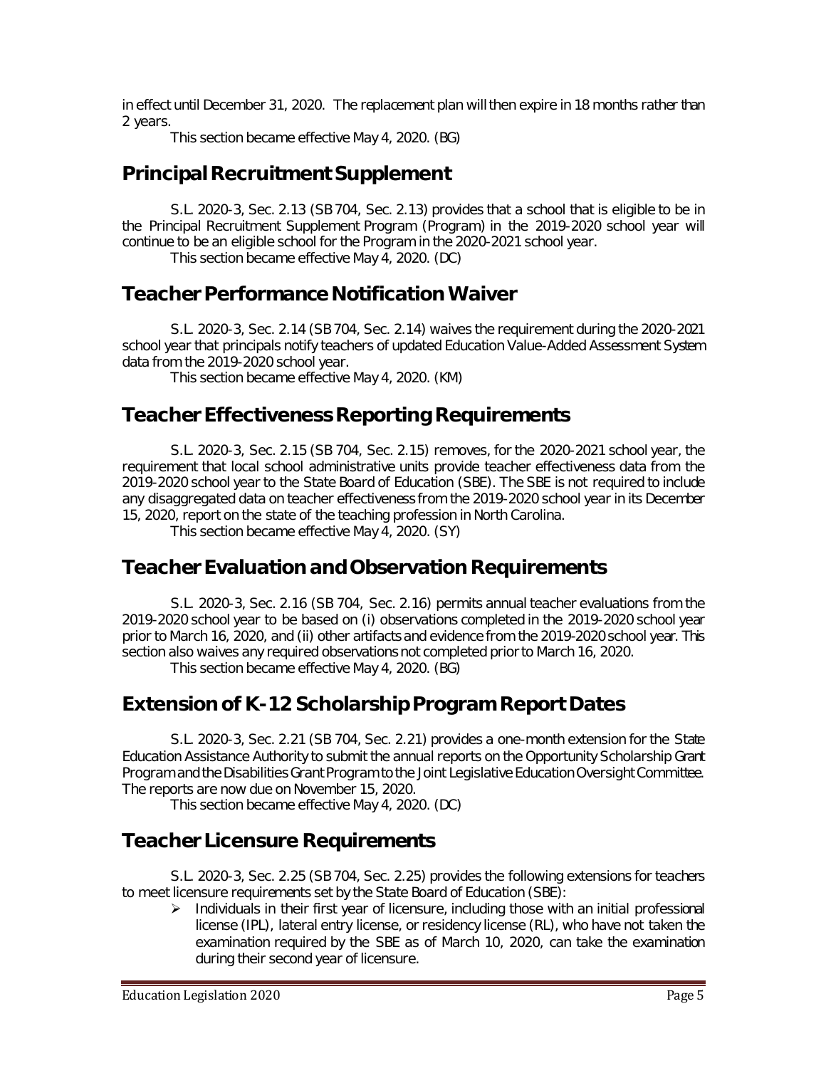in effect until December 31, 2020. The replacement plan will then expire in 18 months rather than 2 years.

This section became effective May 4, 2020. (BG)

## Principal Recruitment Supplement

S.L. 2020-3, Sec. 2.13 (SB 704, Sec. 2.13) provides that a school that is eligible to be in the Principal Recruitment Supplement Program (Program) in the 2019-2020 school year will continue to be an eligible school for the Program in the 2020-2021 school year.

This section became effective May 4, 2020. (DC)

## Teacher Performance Notification Waiver

S.L. 2020-3, Sec. 2.14 (SB 704, Sec. 2.14) waives the requirement during the 2020-2021 school year that principals notify teachers of updated Education Value-Added Assessment System data from the 2019-2020 school year.

This section became effective May 4, 2020. (KM)

## Teacher Effectiveness Reporting Requirements

S.L. 2020-3, Sec. 2.15 (SB 704, Sec. 2.15) removes, for the 2020-2021 school year, the requirement that local school administrative units provide teacher effectiveness data from the 2019-2020 school year to the State Board of Education (SBE). The SBE is not required to include any disaggregated data on teacher effectiveness from the 2019-2020 school year in its December 15, 2020, report on the state of the teaching profession in North Carolina.

This section became effective May 4, 2020. (SY)

## Teacher Evaluation and Observation Requirements

S.L. 2020-3, Sec. 2.16 (SB 704, Sec. 2.16) permits annual teacher evaluations from the 2019-2020 school year to be based on (i) observations completed in the 2019-2020 school year prior to March 16, 2020, and (ii) other artifacts and evidence from the 2019-2020 school year. This section also waives any required observations not completed prior to March 16, 2020.

This section became effective May 4, 2020. (BG)

## Extension of K-12 Scholarship Program Report Dates

S.L. 2020-3, Sec. 2.21 (SB 704, Sec. 2.21) provides a one-month extension for the State Education Assistance Authority to submit the annual reports on the Opportunity Scholarship Grant Program and the Disabilities Grant Program to the Joint Legislative Education Oversight Committee. The reports are now due on November 15, 2020.

This section became effective May 4, 2020. (DC)

## Teacher Licensure Requirements

S.L. 2020-3, Sec. 2.25 (SB 704, Sec. 2.25) provides the following extensions for teachers to meet licensure requirements set by the State Board of Education (SBE):

- Individuals in their first year of licensure, including those with an initial professional license (IPL), lateral entry license, or residency license (RL), who have not taken the examination required by the SBE as of March 10, 2020, can take the examination during their second year of licensure.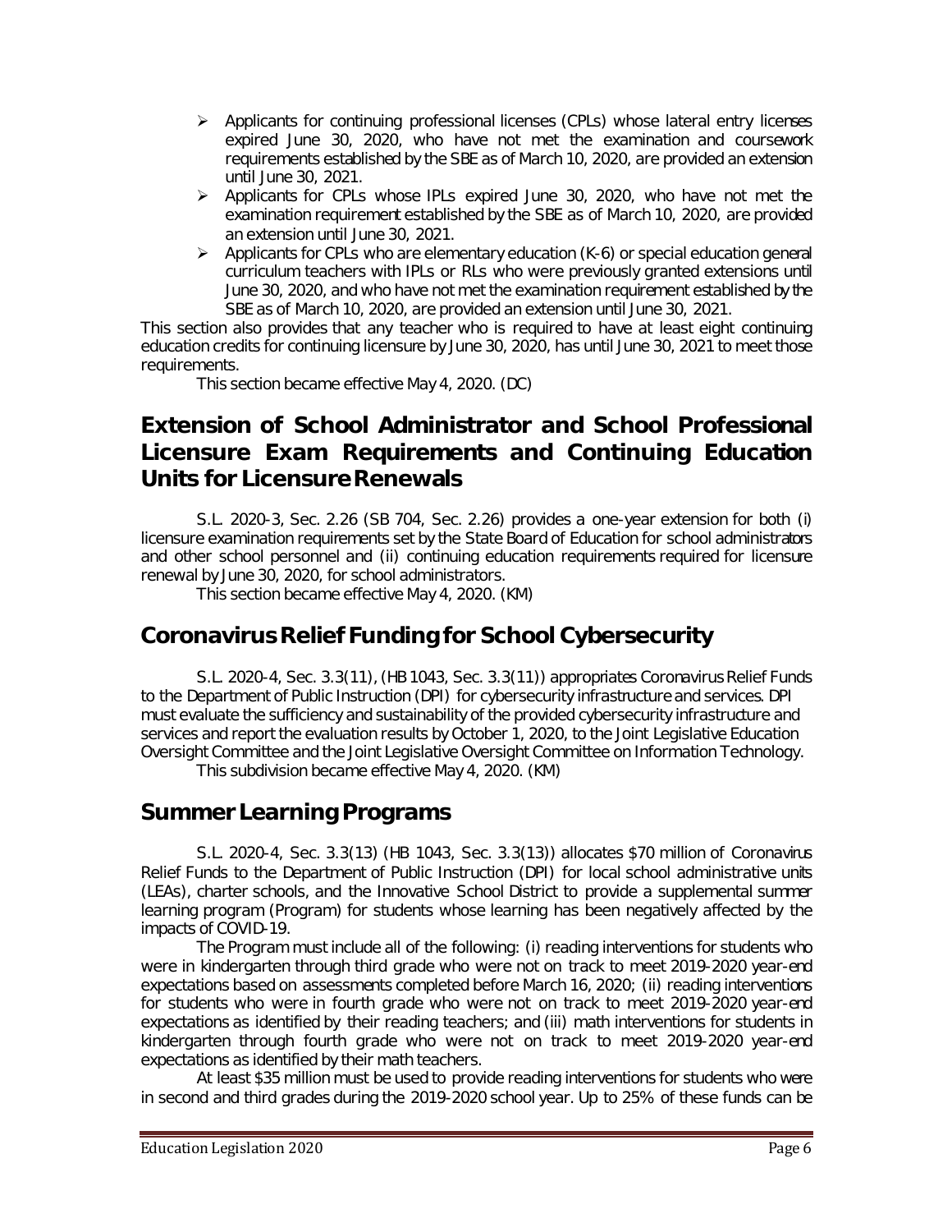- Applicants for continuing professional licenses (CPLs) whose lateral entry licenses expired June 30, 2020, who have not met the examination and coursework requirements established by the SBE as of March 10, 2020, are provided an extension until June 30, 2021.
- Applicants for CPLs whose IPLs expired June 30, 2020, who have not met the examination requirement established by the SBE as of March 10, 2020, are provided an extension until June 30, 2021.
- Applicants for CPLs who are elementary education (K-6) or special education general curriculum teachers with IPLs or RLs who were previously granted extensions until June 30, 2020, and who have not met the examination requirement established by the SBE as of March 10, 2020, are provided an extension until June 30, 2021.

This section also provides that any teacher who is required to have at least eight continuing education credits for continuing licensure by June 30, 2020, has until June 30, 2021 to meet those requirements.

This section became effective May 4, 2020. (DC)

## Extension of School Administrator and School Professional Licensure Exam Requirements and Continuing Education Units for Licensure Renewals

S.L. 2020-3, Sec. 2.26 (SB 704, Sec. 2.26) provides a one-year extension for both (i) licensure examination requirements set by the State Board of Education for school administrators and other school personnel and (ii) continuing education requirements required for licensure renewal by June 30, 2020, for school administrators.

This section became effective May 4, 2020. (KM)

## Coronavirus Relief Funding for School Cybersecurity

S.L. 2020-4, Sec. 3.3(11), (HB 1043, Sec. 3.3(11)) appropriates Coronavirus Relief Funds to the Department of Public Instruction (DPI) for cybersecurity infrastructure and services. DPI must evaluate the sufficiency and sustainability of the provided cybersecurity infrastructure and services and report the evaluation results by October 1, 2020, to the Joint Legislative Education Oversight Committee and the Joint Legislative Oversight Committee on Information Technology.

This subdivision became effective May 4, 2020. (KM)

## Summer Learning Programs

S.L. 2020-4, Sec. 3.3(13) (HB 1043, Sec. 3.3(13)) allocates $70 million of Coronavirus Relief Funds to the Department of Public Instruction (DPI) for local school administrative units (LEAs), charter schools, and the Innovative School District to provide a supplemental summer learning program (Program) for students whose learning has been negatively affected by the impacts of COVID-19.

The Program must include all of the following: (i) reading interventions for students who were in kindergarten through third grade who were not on track to meet 2019-2020 year-end expectations based on assessments completed before March 16, 2020; (ii) reading interventions for students who were in fourth grade who were not on track to meet 2019-2020 year-end expectations as identified by their reading teachers; and (iii) math interventions for students in kindergarten through fourth grade who were not on track to meet 2019-2020 year-end expectations as identified by their math teachers.

At least $35 million must be used to provide reading interventions for students who were in second and third grades during the 2019-2020 school year. Up to 25% of these funds can be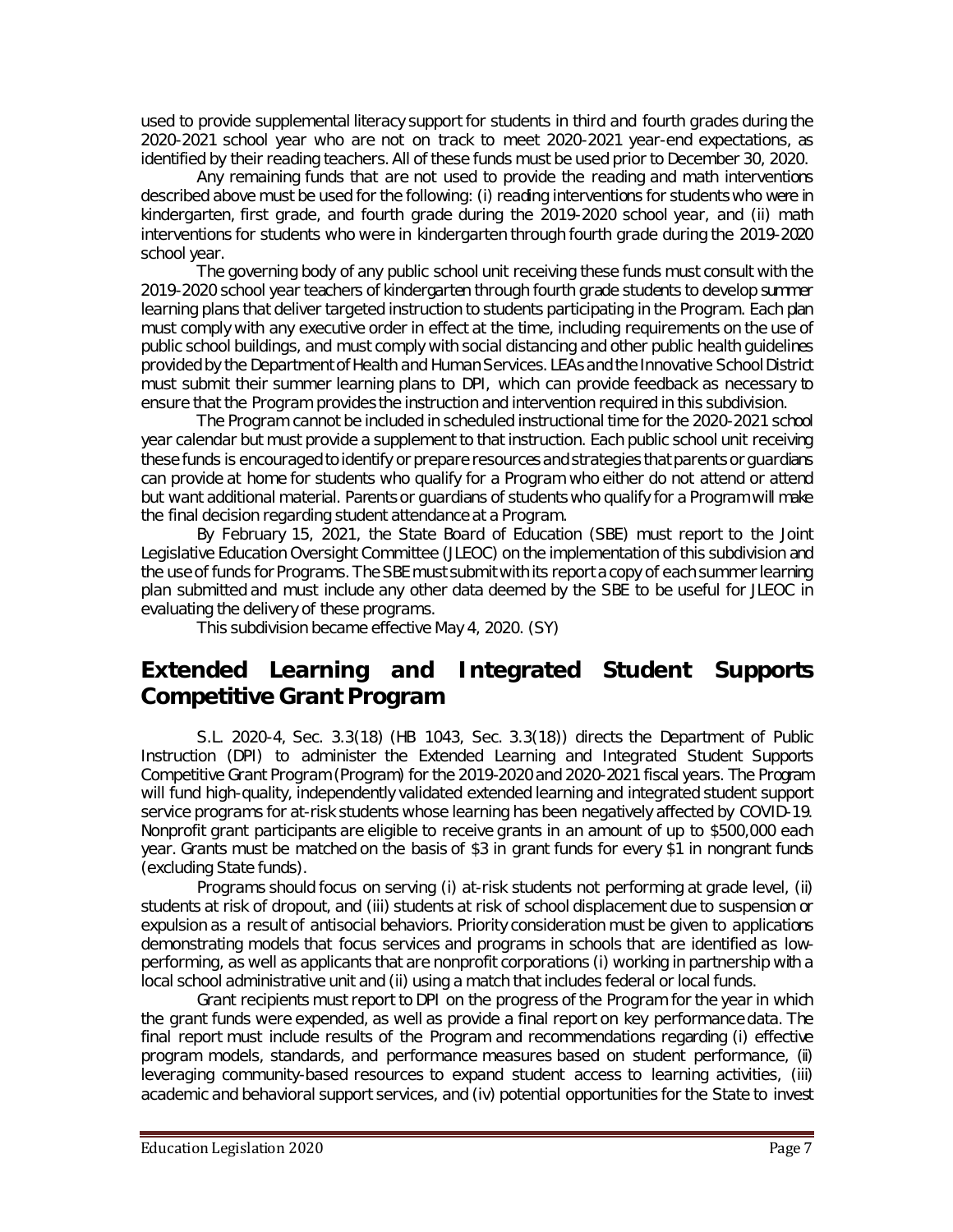used to provide supplemental literacy support for students in third and fourth grades during the 2020-2021 school year who are not on track to meet 2020-2021 year-end expectations, as identified by their reading teachers. All of these funds must be used prior to December 30, 2020.

Any remaining funds that are not used to provide the reading and math interventions described above must be used for the following: (i) reading interventions for students who were in kindergarten, first grade, and fourth grade during the 2019-2020 school year, and (ii) math interventions for students who were in kindergarten through fourth grade during the 2019-2020 school year.

The governing body of any public school unit receiving these funds must consult with the 2019-2020 school year teachers of kindergarten through fourth grade students to develop summer learning plans that deliver targeted instruction to students participating in the Program. Each plan must comply with any executive order in effect at the time, including requirements on the use of public school buildings, and must comply with social distancing and other public health guidelines provided by the Department of Health and Human Services. LEAs and the Innovative School District must submit their summer learning plans to DPI, which can provide feedback as necessary to ensure that the Program provides the instruction and intervention required in this subdivision.

The Program cannot be included in scheduled instructional time for the 2020-2021 school year calendar but must provide a supplement to that instruction. Each public school unit receiving these funds is encouraged to identify or prepare resources and strategies that parents or guardians can provide at home for students who qualify for a Program who either do not attend or attend but want additional material. Parents or guardians of students who qualify for a Program will make the final decision regarding student attendance at a Program.

By February 15, 2021, the State Board of Education (SBE) must report to the Joint Legislative Education Oversight Committee (JLEOC) on the implementation of this subdivision and the use of funds for Programs. The SBE must submit with its report a copy of each summer learning plan submitted and must include any other data deemed by the SBE to be useful for JLEOC in evaluating the delivery of these programs.

This subdivision became effective May 4, 2020. (SY)

## Extended Learning and Integrated Student Supports Competitive Grant Program

S.L. 2020-4, Sec. 3.3(18) (HB 1043, Sec. 3.3(18)) directs the Department of Public Instruction (DPI) to administer the Extended Learning and Integrated Student Supports Competitive Grant Program (Program) for the 2019-2020 and 2020-2021 fiscal years. The Program will fund high-quality, independently validated extended learning and integrated student support service programs for at-risk students whose learning has been negatively affected by COVID-19. Nonprofit grant participants are eligible to receive grants in an amount of up to $500,000 each year. Grants must be matched on the basis of $3 in grant funds for every $1 in nongrant funds (excluding State funds).

Programs should focus on serving (i) at-risk students not performing at grade level, (ii) students at risk of dropout, and (iii) students at risk of school displacement due to suspension or expulsion as a result of antisocial behaviors. Priority consideration must be given to applications demonstrating models that focus services and programs in schools that are identified as low-performing, as well as applicants that are nonprofit corporations (i) working in partnership with a local school administrative unit and (ii) using a match that includes federal or local funds.

Grant recipients must report to DPI on the progress of the Program for the year in which the grant funds were expended, as well as provide a final report on key performance data. The final report must include results of the Program and recommendations regarding (i) effective program models, standards, and performance measures based on student performance, (ii) leveraging community-based resources to expand student access to learning activities, (iii) academic and behavioral support services, and (iv) potential opportunities for the State to invest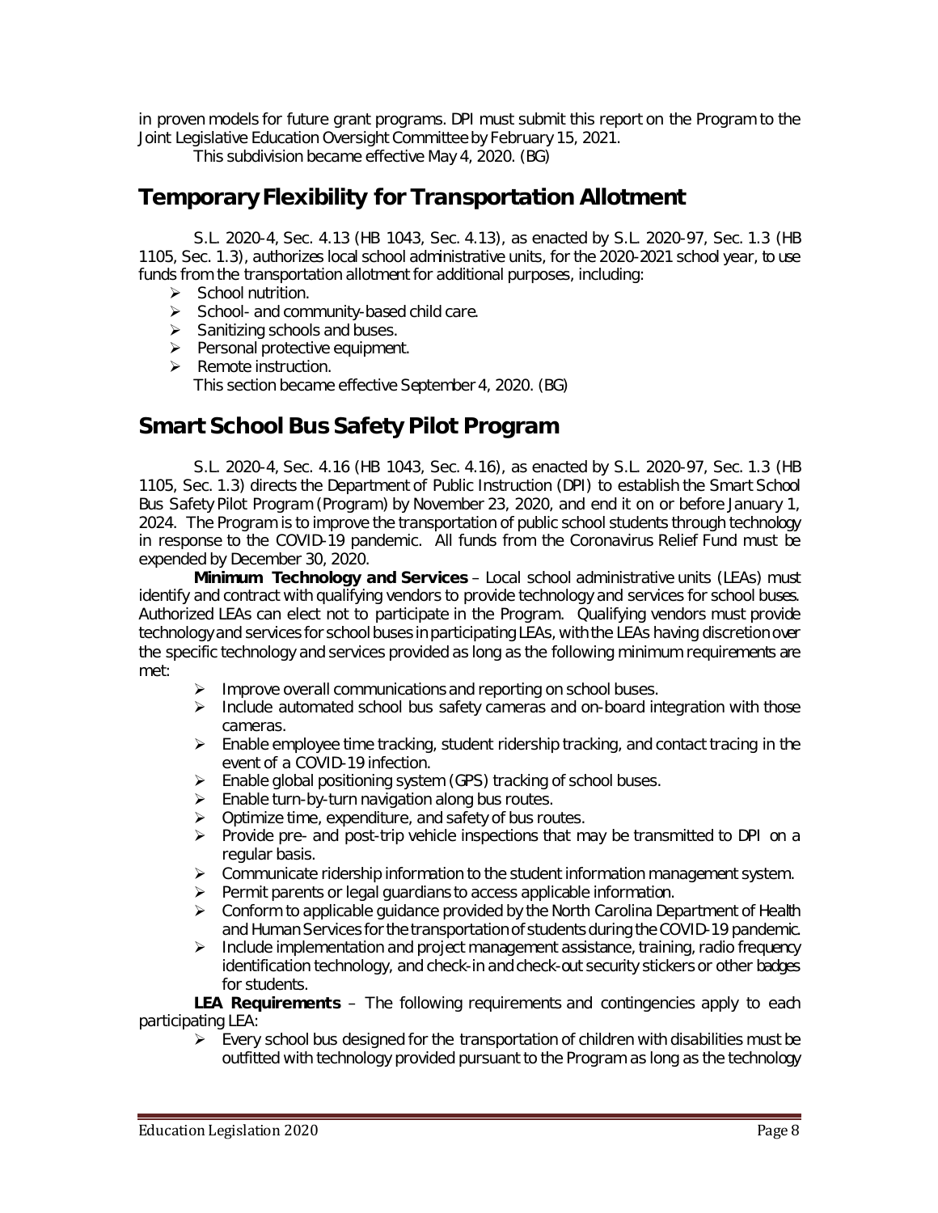in proven models for future grant programs. DPI must submit this report on the Program to the Joint Legislative Education Oversight Committee by February 15, 2021.

This subdivision became effective May 4, 2020. (BG)

## Temporary Flexibility for Transportation Allotment

S.L. 2020-4, Sec. 4.13 (HB 1043, Sec. 4.13), as enacted by S.L. 2020-97, Sec. 1.3 (HB 1105, Sec. 1.3), authorizes local school administrative units, for the 2020-2021 school year, to use funds from the transportation allotment for additional purposes, including:

- School nutrition.
- School- and community-based child care.
- Sanitizing schools and buses.
- Personal protective equipment.
- Remote instruction.

This section became effective September 4, 2020. (BG)

## Smart School Bus Safety Pilot Program

S.L. 2020-4, Sec. 4.16 (HB 1043, Sec. 4.16), as enacted by S.L. 2020-97, Sec. 1.3 (HB 1105, Sec. 1.3) directs the Department of Public Instruction (DPI) to establish the Smart School Bus Safety Pilot Program (Program) by November 23, 2020, and end it on or before January 1, 2024. The Program is to improve the transportation of public school students through technology in response to the COVID-19 pandemic. All funds from the Coronavirus Relief Fund must be expended by December 30, 2020.

**Minimum Technology and Services** – Local school administrative units (LEAs) must identify and contract with qualifying vendors to provide technology and services for school buses. Authorized LEAs can elect not to participate in the Program. Qualifying vendors must provide technology and services for school buses in participating LEAs, with the LEAs having discretion over the specific technology and services provided as long as the following minimum requirements are met:

- Improve overall communications and reporting on school buses.
- Include automated school bus safety cameras and on-board integration with those cameras.
- Enable employee time tracking, student ridership tracking, and contact tracing in the event of a COVID-19 infection.
- Enable global positioning system (GPS) tracking of school buses.
- Enable turn-by-turn navigation along bus routes.
- Optimize time, expenditure, and safety of bus routes.
- Provide pre- and post-trip vehicle inspections that may be transmitted to DPI on a regular basis.
- Communicate ridership information to the student information management system.
- Permit parents or legal guardians to access applicable information.
- Conform to applicable guidance provided by the North Carolina Department of Health and Human Services for the transportation of students during the COVID-19 pandemic.
- Include implementation and project management assistance, training, radio frequency identification technology, and check-in and check-out security stickers or other badges for students.

**LEA Requirements** – The following requirements and contingencies apply to each participating LEA:

- Every school bus designed for the transportation of children with disabilities must be outfitted with technology provided pursuant to the Program as long as the technology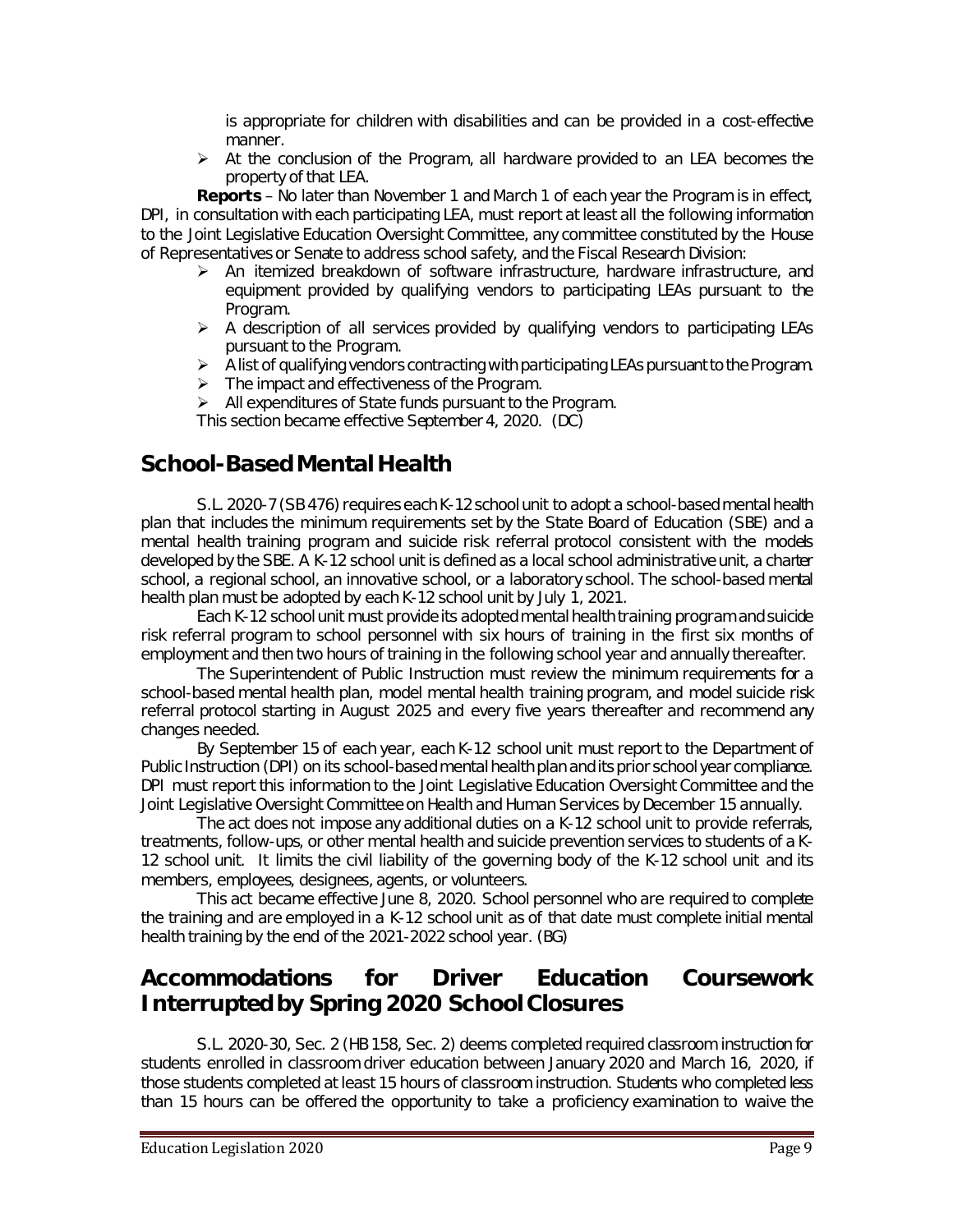is appropriate for children with disabilities and can be provided in a cost-effective manner.

- At the conclusion of the Program, all hardware provided to an LEA becomes the property of that LEA.

**Reports** – No later than November 1 and March 1 of each year the Program is in effect, DPI, in consultation with each participating LEA, must report at least all the following information to the Joint Legislative Education Oversight Committee, any committee constituted by the House of Representatives or Senate to address school safety, and the Fiscal Research Division:

- An itemized breakdown of software infrastructure, hardware infrastructure, and equipment provided by qualifying vendors to participating LEAs pursuant to the Program.
- A description of all services provided by qualifying vendors to participating LEAs pursuant to the Program.
- A list of qualifying vendors contracting with participating LEAs pursuant to the Program.
- The impact and effectiveness of the Program.
- All expenditures of State funds pursuant to the Program.

This section became effective September 4, 2020. (DC)

## School-Based Mental Health

S.L. 2020-7 (SB 476) requires each K-12 school unit to adopt a school-based mental health plan that includes the minimum requirements set by the State Board of Education (SBE) and a mental health training program and suicide risk referral protocol consistent with the models developed by the SBE. A K-12 school unit is defined as a local school administrative unit, a charter school, a regional school, an innovative school, or a laboratory school. The school-based mental health plan must be adopted by each K-12 school unit by July 1, 2021.

Each K-12 school unit must provide its adopted mental health training program and suicide risk referral program to school personnel with six hours of training in the first six months of employment and then two hours of training in the following school year and annually thereafter.

The Superintendent of Public Instruction must review the minimum requirements for a school-based mental health plan, model mental health training program, and model suicide risk referral protocol starting in August 2025 and every five years thereafter and recommend any changes needed.

By September 15 of each year, each K-12 school unit must report to the Department of Public Instruction (DPI) on its school-based mental health plan and its prior school year compliance. DPI must report this information to the Joint Legislative Education Oversight Committee and the Joint Legislative Oversight Committee on Health and Human Services by December 15 annually.

The act does not impose any additional duties on a K-12 school unit to provide referrals, treatments, follow-ups, or other mental health and suicide prevention services to students of a K-12 school unit. It limits the civil liability of the governing body of the K-12 school unit and its members, employees, designees, agents, or volunteers.

This act became effective June 8, 2020. School personnel who are required to complete the training and are employed in a K-12 school unit as of that date must complete initial mental health training by the end of the 2021-2022 school year. (BG)

## Accommodations for Driver Education Coursework Interrupted by Spring 2020 School Closures

S.L. 2020-30, Sec. 2 (HB 158, Sec. 2) deems completed required classroom instruction for students enrolled in classroom driver education between January 2020 and March 16, 2020, if those students completed at least 15 hours of classroom instruction. Students who completed less than 15 hours can be offered the opportunity to take a proficiency examination to waive the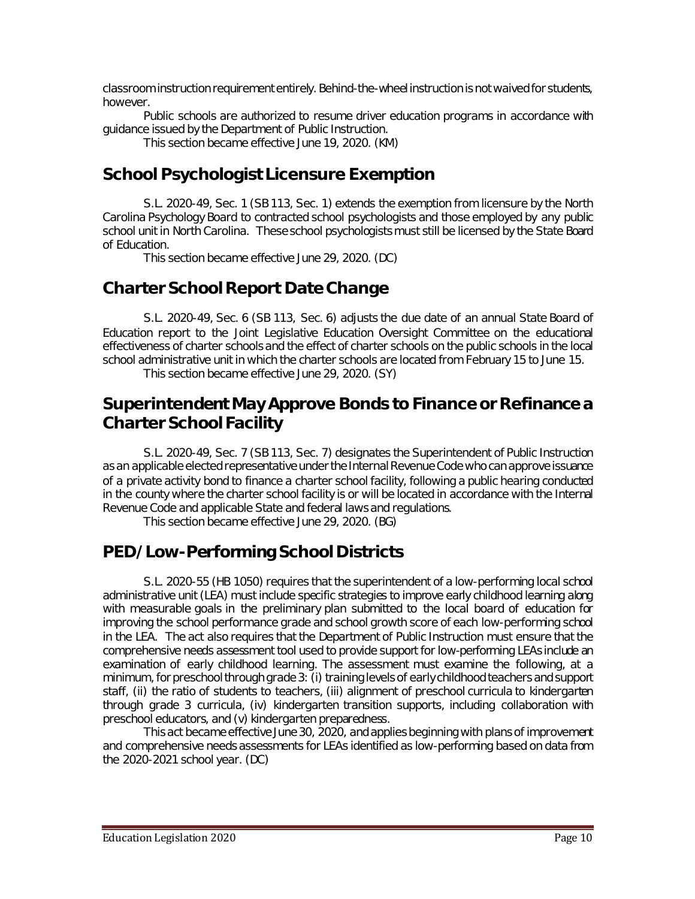classroom instruction requirement entirely. Behind-the-wheel instruction is not waived for students, however.

Public schools are authorized to resume driver education programs in accordance with guidance issued by the Department of Public Instruction.

This section became effective June 19, 2020. (KM)

## School Psychologist Licensure Exemption

S.L. 2020-49, Sec. 1 (SB 113, Sec. 1) extends the exemption from licensure by the North Carolina Psychology Board to contracted school psychologists and those employed by any public school unit in North Carolina. These school psychologists must still be licensed by the State Board of Education.

This section became effective June 29, 2020. (DC)

## Charter School Report Date Change

S.L. 2020-49, Sec. 6 (SB 113, Sec. 6) adjusts the due date of an annual State Board of Education report to the Joint Legislative Education Oversight Committee on the educational effectiveness of charter schools and the effect of charter schools on the public schools in the local school administrative unit in which the charter schools are located from February 15 to June 15.

This section became effective June 29, 2020. (SY)

## Superintendent May Approve Bonds to Finance or Refinance a Charter School Facility

S.L. 2020-49, Sec. 7 (SB 113, Sec. 7) designates the Superintendent of Public Instruction as an applicable elected representative under the Internal Revenue Code who can approve issuance of a private activity bond to finance a charter school facility, following a public hearing conducted in the county where the charter school facility is or will be located in accordance with the Internal Revenue Code and applicable State and federal laws and regulations.

This section became effective June 29, 2020. (BG)

## PED/Low-Performing School Districts

S.L. 2020-55 (HB 1050) requires that the superintendent of a low-performing local school administrative unit (LEA) must include specific strategies to improve early childhood learning along with measurable goals in the preliminary plan submitted to the local board of education for improving the school performance grade and school growth score of each low-performing school in the LEA. The act also requires that the Department of Public Instruction must ensure that the comprehensive needs assessment tool used to provide support for low-performing LEAs include an examination of early childhood learning. The assessment must examine the following, at a minimum, for preschool through grade 3: (i) training levels of early childhood teachers and support staff, (ii) the ratio of students to teachers, (iii) alignment of preschool curricula to kindergarten through grade 3 curricula, (iv) kindergarten transition supports, including collaboration with preschool educators, and (v) kindergarten preparedness.

This act became effective June 30, 2020, and applies beginning with plans of improvement and comprehensive needs assessments for LEAs identified as low-performing based on data from the 2020-2021 school year. (DC)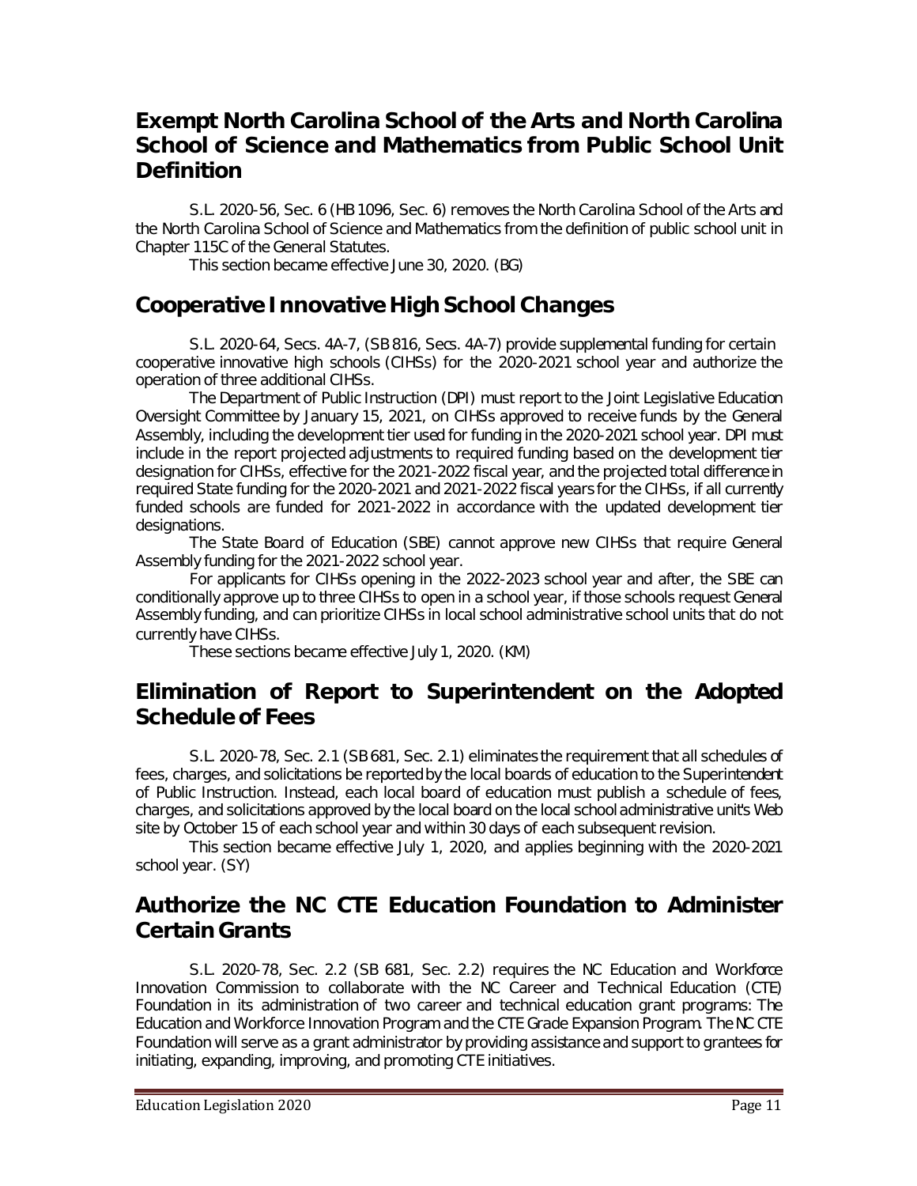## Exempt North Carolina School of the Arts and North Carolina School of Science and Mathematics from Public School Unit Definition

S.L. 2020-56, Sec. 6 (HB 1096, Sec. 6) removes the North Carolina School of the Arts and the North Carolina School of Science and Mathematics from the definition of public school unit in Chapter 115C of the General Statutes.

This section became effective June 30, 2020. (BG)

## Cooperative Innovative High School Changes

S.L. 2020-64, Secs. 4A-7, (SB 816, Secs. 4A-7) provide supplemental funding for certain cooperative innovative high schools (CIHSs) for the 2020-2021 school year and authorize the operation of three additional CIHSs.

The Department of Public Instruction (DPI) must report to the Joint Legislative Education Oversight Committee by January 15, 2021, on CIHSs approved to receive funds by the General Assembly, including the development tier used for funding in the 2020-2021 school year. DPI must include in the report projected adjustments to required funding based on the development tier designation for CIHSs, effective for the 2021-2022 fiscal year, and the projected total difference in required State funding for the 2020-2021 and 2021-2022 fiscal years for the CIHSs, if all currently funded schools are funded for 2021-2022 in accordance with the updated development tier designations.

The State Board of Education (SBE) cannot approve new CIHSs that require General Assembly funding for the 2021-2022 school year.

For applicants for CIHSs opening in the 2022-2023 school year and after, the SBE can conditionally approve up to three CIHSs to open in a school year, if those schools request General Assembly funding, and can prioritize CIHSs in local school administrative school units that do not currently have CIHSs.

These sections became effective July 1, 2020. (KM)

## Elimination of Report to Superintendent on the Adopted Schedule of Fees

S.L. 2020-78, Sec. 2.1 (SB 681, Sec. 2.1) eliminates the requirement that all schedules of fees, charges, and solicitations be reported by the local boards of education to the Superintendent of Public Instruction. Instead, each local board of education must publish a schedule of fees, charges, and solicitations approved by the local board on the local school administrative unit's Web site by October 15 of each school year and within 30 days of each subsequent revision.

This section became effective July 1, 2020, and applies beginning with the 2020-2021 school year. (SY)

## Authorize the NC CTE Education Foundation to Administer Certain Grants

S.L. 2020-78, Sec. 2.2 (SB 681, Sec. 2.2) requires the NC Education and Workforce Innovation Commission to collaborate with the NC Career and Technical Education (CTE) Foundation in its administration of two career and technical education grant programs: The Education and Workforce Innovation Program and the CTE Grade Expansion Program. The NC CTE Foundation will serve as a grant administrator by providing assistance and support to grantees for initiating, expanding, improving, and promoting CTE initiatives.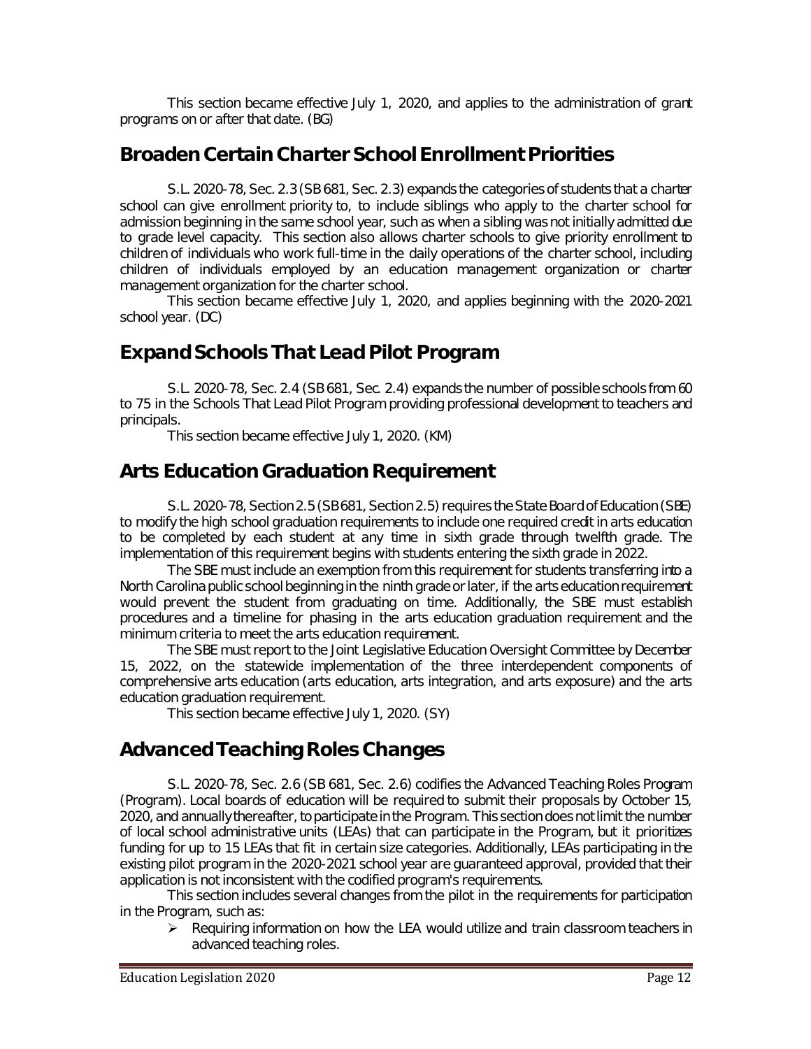This section became effective July 1, 2020, and applies to the administration of grant programs on or after that date. (BG)

## Broaden Certain Charter School Enrollment Priorities

S.L. 2020-78, Sec. 2.3 (SB 681, Sec. 2.3) expands the categories of students that a charter school can give enrollment priority to, to include siblings who apply to the charter school for admission beginning in the same school year, such as when a sibling was not initially admitted due to grade level capacity. This section also allows charter schools to give priority enrollment to children of individuals who work full-time in the daily operations of the charter school, including children of individuals employed by an education management organization or charter management organization for the charter school.

This section became effective July 1, 2020, and applies beginning with the 2020-2021 school year. (DC)

## Expand Schools That Lead Pilot Program

S.L. 2020-78, Sec. 2.4 (SB 681, Sec. 2.4) expands the number of possible schools from 60 to 75 in the Schools That Lead Pilot Program providing professional development to teachers and principals.

This section became effective July 1, 2020. (KM)

## Arts Education Graduation Requirement

S.L. 2020-78, Section 2.5 (SB 681, Section 2.5) requires the State Board of Education (SBE) to modify the high school graduation requirements to include one required credit in arts education to be completed by each student at any time in sixth grade through twelfth grade. The implementation of this requirement begins with students entering the sixth grade in 2022.

The SBE must include an exemption from this requirement for students transferring into a North Carolina public school beginning in the ninth grade or later, if the arts education requirement would prevent the student from graduating on time. Additionally, the SBE must establish procedures and a timeline for phasing in the arts education graduation requirement and the minimum criteria to meet the arts education requirement.

The SBE must report to the Joint Legislative Education Oversight Committee by December 15, 2022, on the statewide implementation of the three interdependent components of comprehensive arts education (arts education, arts integration, and arts exposure) and the arts education graduation requirement.

This section became effective July 1, 2020. (SY)

## Advanced Teaching Roles Changes

S.L. 2020-78, Sec. 2.6 (SB 681, Sec. 2.6) codifies the Advanced Teaching Roles Program (Program). Local boards of education will be required to submit their proposals by October 15, 2020, and annually thereafter, to participate in the Program. This section does not limit the number of local school administrative units (LEAs) that can participate in the Program, but it prioritizes funding for up to 15 LEAs that fit in certain size categories. Additionally, LEAs participating in the existing pilot program in the 2020-2021 school year are guaranteed approval, provided that their application is not inconsistent with the codified program's requirements.

This section includes several changes from the pilot in the requirements for participation in the Program, such as:

- Requiring information on how the LEA would utilize and train classroom teachers in advanced teaching roles.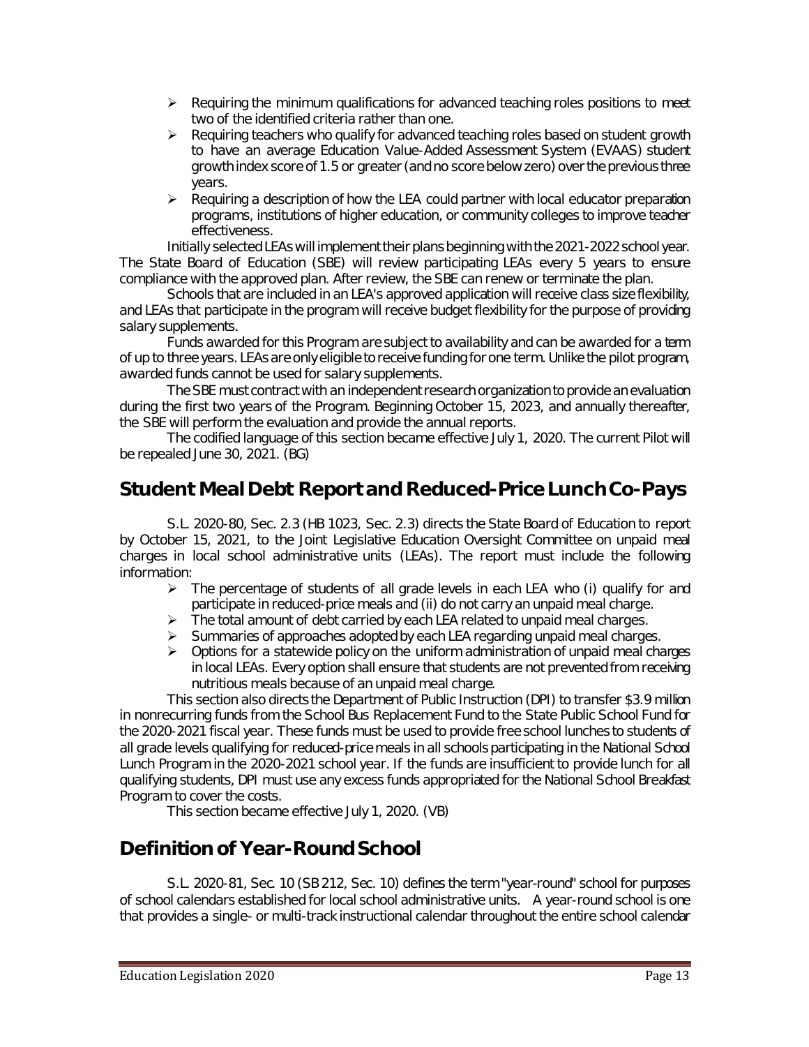- Requiring the minimum qualifications for advanced teaching roles positions to meet two of the identified criteria rather than one.
- Requiring teachers who qualify for advanced teaching roles based on student growth to have an average Education Value-Added Assessment System (EVAAS) student growth index score of 1.5 or greater (and no score below zero) over the previous three years.
- Requiring a description of how the LEA could partner with local educator preparation programs, institutions of higher education, or community colleges to improve teacher effectiveness.

Initially selected LEAs will implement their plans beginning with the 2021-2022 school year. The State Board of Education (SBE) will review participating LEAs every 5 years to ensure compliance with the approved plan. After review, the SBE can renew or terminate the plan.

Schools that are included in an LEA's approved application will receive class size flexibility, and LEAs that participate in the program will receive budget flexibility for the purpose of providing salary supplements.

Funds awarded for this Program are subject to availability and can be awarded for a term of up to three years. LEAs are only eligible to receive funding for one term. Unlike the pilot program, awarded funds cannot be used for salary supplements.

The SBE must contract with an independent research organization to provide an evaluation during the first two years of the Program. Beginning October 15, 2023, and annually thereafter, the SBE will perform the evaluation and provide the annual reports.

The codified language of this section became effective July 1, 2020. The current Pilot will be repealed June 30, 2021. (BG)

## Student Meal Debt Report and Reduced-Price Lunch Co-Pays

S.L. 2020-80, Sec. 2.3 (HB 1023, Sec. 2.3) directs the State Board of Education to report by October 15, 2021, to the Joint Legislative Education Oversight Committee on unpaid meal charges in local school administrative units (LEAs). The report must include the following information:

- The percentage of students of all grade levels in each LEA who (i) qualify for and participate in reduced-price meals and (ii) do not carry an unpaid meal charge.
- The total amount of debt carried by each LEA related to unpaid meal charges.
- Summaries of approaches adopted by each LEA regarding unpaid meal charges.
- Options for a statewide policy on the uniform administration of unpaid meal charges in local LEAs. Every option shall ensure that students are not prevented from receiving nutritious meals because of an unpaid meal charge.

This section also directs the Department of Public Instruction (DPI) to transfer $3.9 million in nonrecurring funds from the School Bus Replacement Fund to the State Public School Fund for the 2020-2021 fiscal year. These funds must be used to provide free school lunches to students of all grade levels qualifying for reduced-price meals in all schools participating in the National School Lunch Program in the 2020-2021 school year. If the funds are insufficient to provide lunch for all qualifying students, DPI must use any excess funds appropriated for the National School Breakfast Program to cover the costs.

This section became effective July 1, 2020. (VB)

## Definition of Year-Round School

S.L. 2020-81, Sec. 10 (SB 212, Sec. 10) defines the term "year-round" school for purposes of school calendars established for local school administrative units. A year-round school is one that provides a single- or multi-track instructional calendar throughout the entire school calendar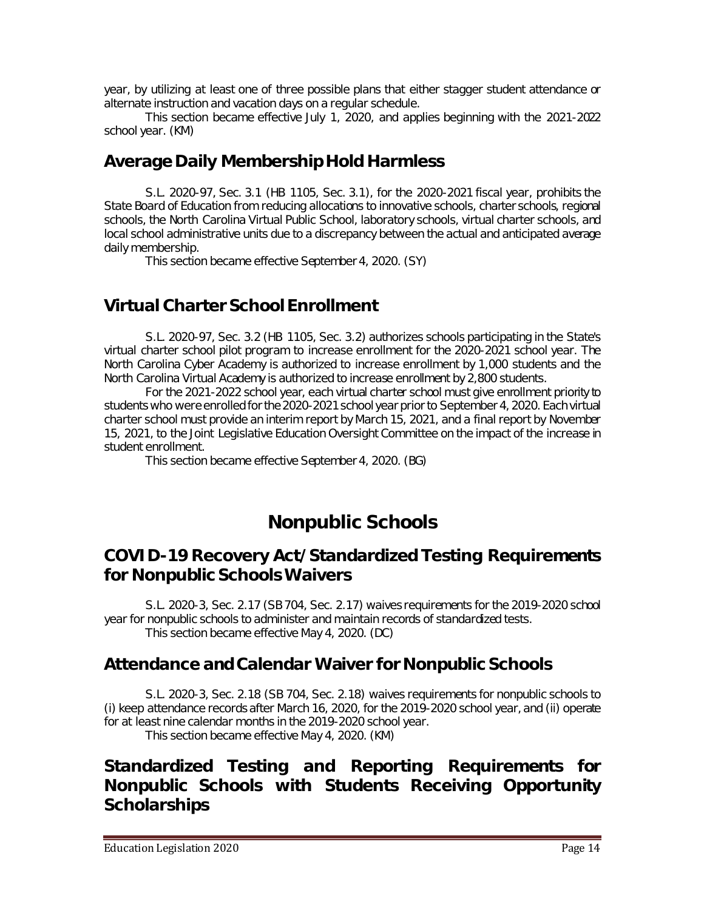year, by utilizing at least one of three possible plans that either stagger student attendance or alternate instruction and vacation days on a regular schedule.

This section became effective July 1, 2020, and applies beginning with the 2021-2022 school year. (KM)

## Average Daily Membership Hold Harmless

S.L. 2020-97, Sec. 3.1 (HB 1105, Sec. 3.1), for the 2020-2021 fiscal year, prohibits the State Board of Education from reducing allocations to innovative schools, charter schools, regional schools, the North Carolina Virtual Public School, laboratory schools, virtual charter schools, and local school administrative units due to a discrepancy between the actual and anticipated average daily membership.

This section became effective September 4, 2020. (SY)

## Virtual Charter School Enrollment

S.L. 2020-97, Sec. 3.2 (HB 1105, Sec. 3.2) authorizes schools participating in the State's virtual charter school pilot program to increase enrollment for the 2020-2021 school year. The North Carolina Cyber Academy is authorized to increase enrollment by 1,000 students and the North Carolina Virtual Academy is authorized to increase enrollment by 2,800 students.

For the 2021-2022 school year, each virtual charter school must give enrollment priority to students who were enrolled for the 2020-2021 school year prior to September 4, 2020. Each virtual charter school must provide an interim report by March 15, 2021, and a final report by November 15, 2021, to the Joint Legislative Education Oversight Committee on the impact of the increase in student enrollment.

This section became effective September 4, 2020. (BG)

# Nonpublic Schools

## COVID-19 Recovery Act/Standardized Testing Requirements for Nonpublic Schools Waivers

S.L. 2020-3, Sec. 2.17 (SB 704, Sec. 2.17) waives requirements for the 2019-2020 school year for nonpublic schools to administer and maintain records of standardized tests.

This section became effective May 4, 2020. (DC)

## Attendance and Calendar Waiver for Nonpublic Schools

S.L. 2020-3, Sec. 2.18 (SB 704, Sec. 2.18) waives requirements for nonpublic schools to (i) keep attendance records after March 16, 2020, for the 2019-2020 school year, and (ii) operate for at least nine calendar months in the 2019-2020 school year.

This section became effective May 4, 2020. (KM)

## Standardized Testing and Reporting Requirements for Nonpublic Schools with Students Receiving Opportunity Scholarships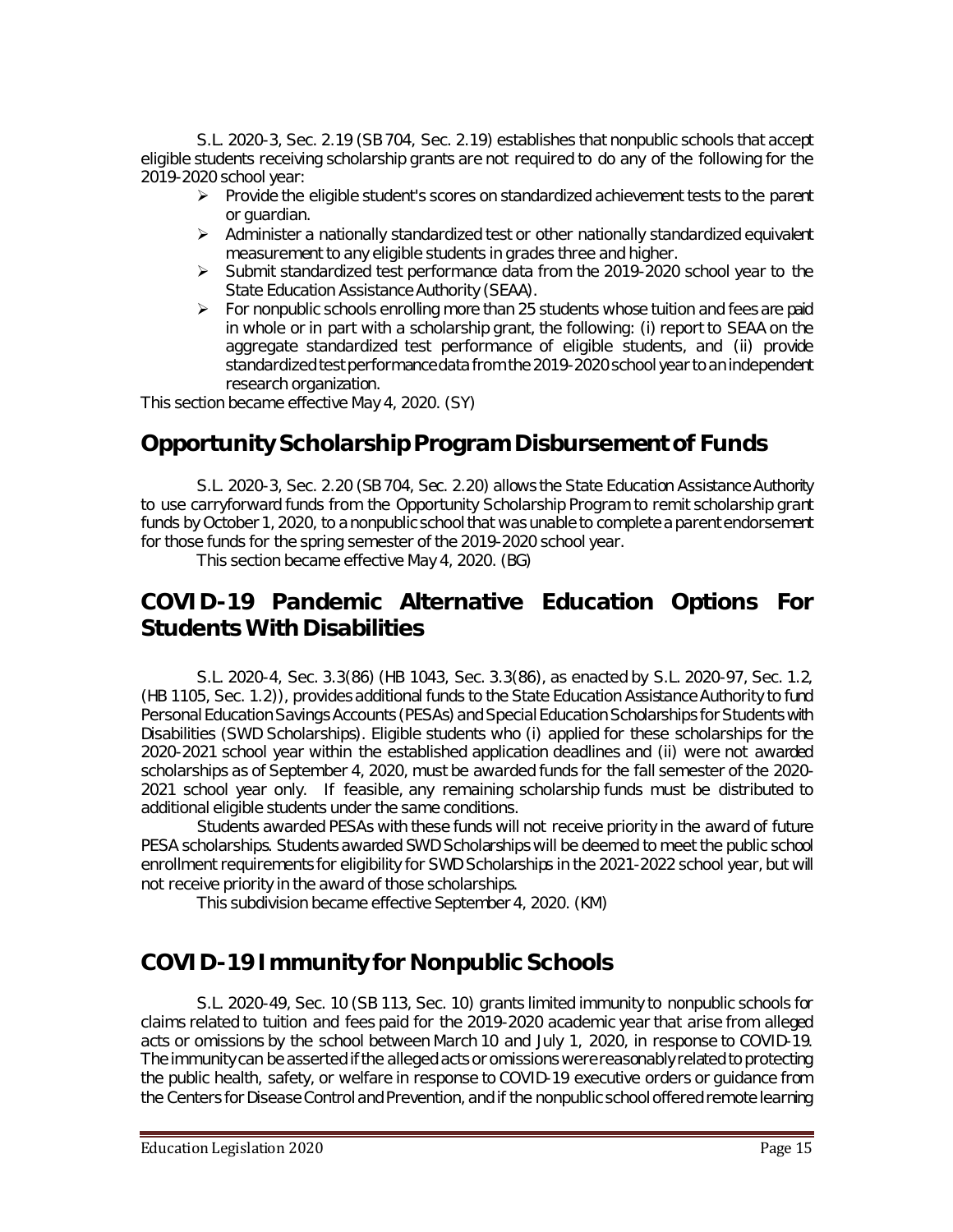S.L. 2020-3, Sec. 2.19 (SB 704, Sec. 2.19) establishes that nonpublic schools that accept eligible students receiving scholarship grants are not required to do any of the following for the 2019-2020 school year:

- Provide the eligible student's scores on standardized achievement tests to the parent or guardian.
- Administer a nationally standardized test or other nationally standardized equivalent measurement to any eligible students in grades three and higher.
- Submit standardized test performance data from the 2019-2020 school year to the State Education Assistance Authority (SEAA).
- For nonpublic schools enrolling more than 25 students whose tuition and fees are paid in whole or in part with a scholarship grant, the following: (i) report to SEAA on the aggregate standardized test performance of eligible students, and (ii) provide standardized test performance data from the 2019-2020 school year to an independent research organization.

This section became effective May 4, 2020. (SY)

## Opportunity Scholarship Program Disbursement of Funds

S.L. 2020-3, Sec. 2.20 (SB 704, Sec. 2.20) allows the State Education Assistance Authority to use carryforward funds from the Opportunity Scholarship Program to remit scholarship grant funds by October 1, 2020, to a nonpublic school that was unable to complete a parent endorsement for those funds for the spring semester of the 2019-2020 school year.

This section became effective May 4, 2020. (BG)

## COVID-19 Pandemic Alternative Education Options For Students With Disabilities

S.L. 2020-4, Sec. 3.3(86) (HB 1043, Sec. 3.3(86), as enacted by S.L. 2020-97, Sec. 1.2, (HB 1105, Sec. 1.2)), provides additional funds to the State Education Assistance Authority to fund Personal Education Savings Accounts (PESAs) and Special Education Scholarships for Students with Disabilities (SWD Scholarships). Eligible students who (i) applied for these scholarships for the 2020-2021 school year within the established application deadlines and (ii) were not awarded scholarships as of September 4, 2020, must be awarded funds for the fall semester of the 2020-2021 school year only. If feasible, any remaining scholarship funds must be distributed to additional eligible students under the same conditions.

Students awarded PESAs with these funds will not receive priority in the award of future PESA scholarships. Students awarded SWD Scholarships will be deemed to meet the public school enrollment requirements for eligibility for SWD Scholarships in the 2021-2022 school year, but will not receive priority in the award of those scholarships.

This subdivision became effective September 4, 2020. (KM)

## COVID-19 Immunity for Nonpublic Schools

S.L. 2020-49, Sec. 10 (SB 113, Sec. 10) grants limited immunity to nonpublic schools for claims related to tuition and fees paid for the 2019-2020 academic year that arise from alleged acts or omissions by the school between March 10 and July 1, 2020, in response to COVID-19. The immunity can be asserted if the alleged acts or omissions were reasonably related to protecting the public health, safety, or welfare in response to COVID-19 executive orders or guidance from the Centers for Disease Control and Prevention, and if the nonpublic school offered remote learning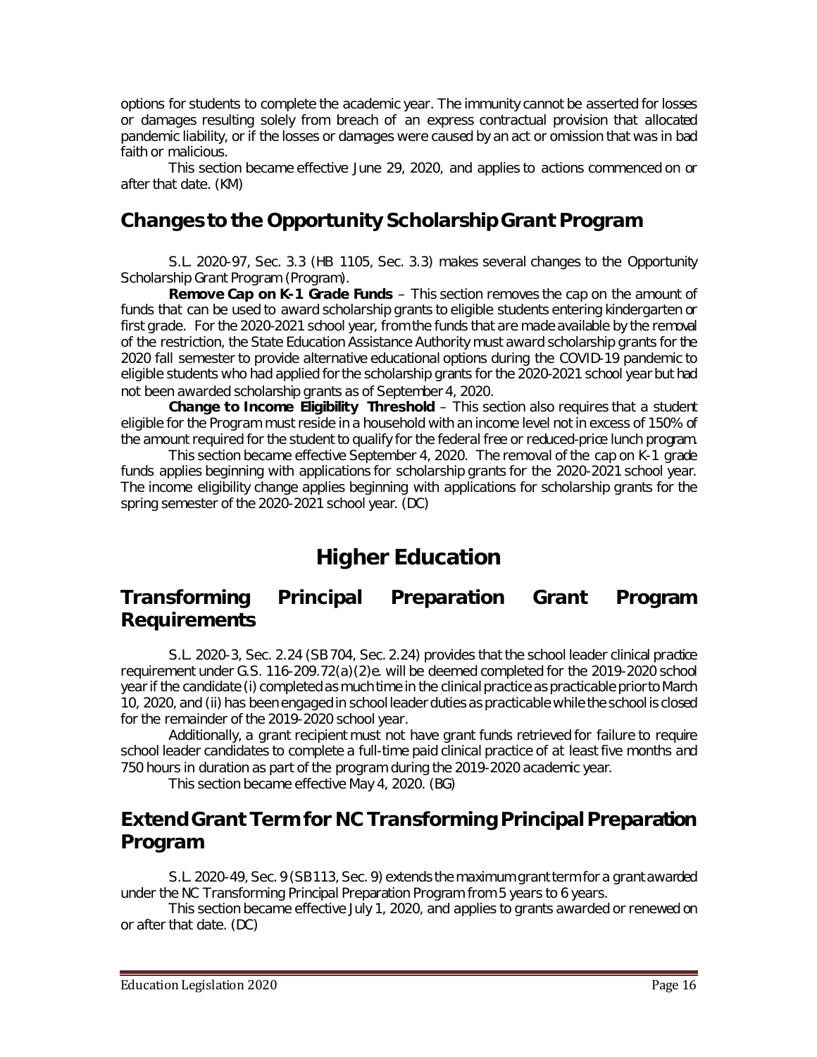options for students to complete the academic year. The immunity cannot be asserted for losses or damages resulting solely from breach of an express contractual provision that allocated pandemic liability, or if the losses or damages were caused by an act or omission that was in bad faith or malicious.

This section became effective June 29, 2020, and applies to actions commenced on or after that date. (KM)

## Changes to the Opportunity Scholarship Grant Program

S.L. 2020-97, Sec. 3.3 (HB 1105, Sec. 3.3) makes several changes to the Opportunity Scholarship Grant Program (Program).

**Remove Cap on K-1 Grade Funds** – This section removes the cap on the amount of funds that can be used to award scholarship grants to eligible students entering kindergarten or first grade. For the 2020-2021 school year, from the funds that are made available by the removal of the restriction, the State Education Assistance Authority must award scholarship grants for the 2020 fall semester to provide alternative educational options during the COVID-19 pandemic to eligible students who had applied for the scholarship grants for the 2020-2021 school year but had not been awarded scholarship grants as of September 4, 2020.

**Change to Income Eligibility Threshold** – This section also requires that a student eligible for the Program must reside in a household with an income level not in excess of 150% of the amount required for the student to qualify for the federal free or reduced-price lunch program.

This section became effective September 4, 2020. The removal of the cap on K-1 grade funds applies beginning with applications for scholarship grants for the 2020-2021 school year. The income eligibility change applies beginning with applications for scholarship grants for the spring semester of the 2020-2021 school year. (DC)

# Higher Education

## Transforming Principal Preparation Grant Program Requirements

S.L. 2020-3, Sec. 2.24 (SB 704, Sec. 2.24) provides that the school leader clinical practice requirement under G.S. 116-209.72(a)(2)e. will be deemed completed for the 2019-2020 school year if the candidate (i) completed as much time in the clinical practice as practicable prior to March 10, 2020, and (ii) has been engaged in school leader duties as practicable while the school is closed for the remainder of the 2019-2020 school year.

Additionally, a grant recipient must not have grant funds retrieved for failure to require school leader candidates to complete a full-time paid clinical practice of at least five months and 750 hours in duration as part of the program during the 2019-2020 academic year.

This section became effective May 4, 2020. (BG)

## Extend Grant Term for NC Transforming Principal Preparation Program

S.L. 2020-49, Sec. 9 (SB 113, Sec. 9) extends the maximum grant term for a grant awarded under the NC Transforming Principal Preparation Program from 5 years to 6 years.

This section became effective July 1, 2020, and applies to grants awarded or renewed on or after that date. (DC)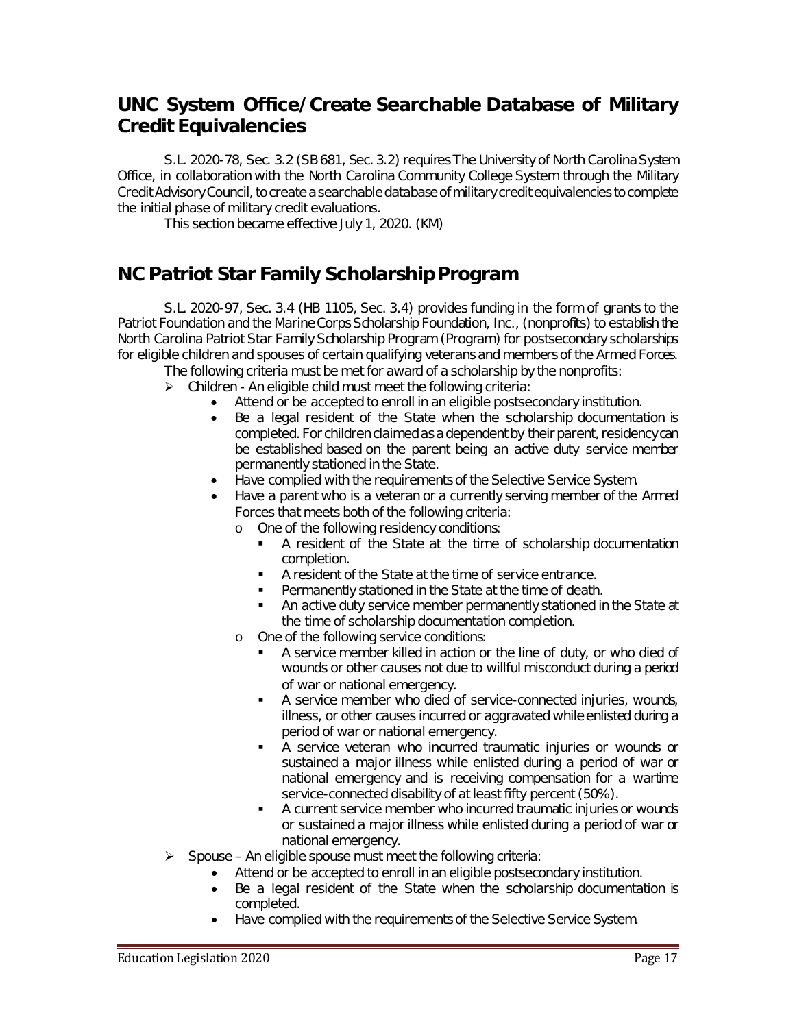## UNC System Office/Create Searchable Database of Military Credit Equivalencies

S.L. 2020-78, Sec. 3.2 (SB 681, Sec. 3.2) requires The University of North Carolina System Office, in collaboration with the North Carolina Community College System through the Military Credit Advisory Council, to create a searchable database of military credit equivalencies to complete the initial phase of military credit evaluations.

This section became effective July 1, 2020. (KM)

## NC Patriot Star Family Scholarship Program

S.L. 2020-97, Sec. 3.4 (HB 1105, Sec. 3.4) provides funding in the form of grants to the Patriot Foundation and the Marine Corps Scholarship Foundation, Inc., (nonprofits) to establish the North Carolina Patriot Star Family Scholarship Program (Program) for postsecondary scholarships for eligible children and spouses of certain qualifying veterans and members of the Armed Forces.

The following criteria must be met for award of a scholarship by the nonprofits:

- Children - An eligible child must meet the following criteria:
  - Attend or be accepted to enroll in an eligible postsecondary institution.
  - Be a legal resident of the State when the scholarship documentation is completed. For children claimed as a dependent by their parent, residency can be established based on the parent being an active duty service member permanently stationed in the State.
  - Have complied with the requirements of the Selective Service System.
  - Have a parent who is a veteran or a currently serving member of the Armed Forces that meets both of the following criteria:
    - One of the following residency conditions:
      - A resident of the State at the time of scholarship documentation completion.
      - A resident of the State at the time of service entrance.
      - Permanently stationed in the State at the time of death.
      - An active duty service member permanently stationed in the State at the time of scholarship documentation completion.
    - One of the following service conditions:
      - A service member killed in action or the line of duty, or who died of wounds or other causes not due to willful misconduct during a period of war or national emergency.
      - A service member who died of service-connected injuries, wounds, illness, or other causes incurred or aggravated while enlisted during a period of war or national emergency.
      - A service veteran who incurred traumatic injuries or wounds or sustained a major illness while enlisted during a period of war or national emergency and is receiving compensation for a wartime service-connected disability of at least fifty percent (50%).
      - A current service member who incurred traumatic injuries or wounds or sustained a major illness while enlisted during a period of war or national emergency.
- Spouse – An eligible spouse must meet the following criteria:
  - Attend or be accepted to enroll in an eligible postsecondary institution.
  - Be a legal resident of the State when the scholarship documentation is completed.
  - Have complied with the requirements of the Selective Service System.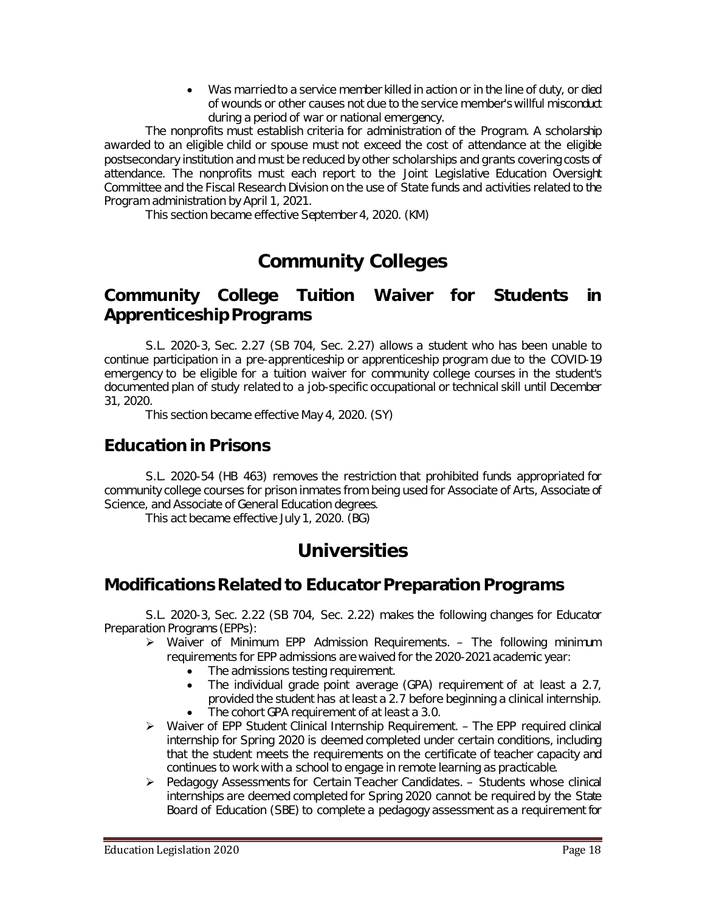- Was married to a service member killed in action or in the line of duty, or died of wounds or other causes not due to the service member's willful misconduct during a period of war or national emergency.

The nonprofits must establish criteria for administration of the Program. A scholarship awarded to an eligible child or spouse must not exceed the cost of attendance at the eligible postsecondary institution and must be reduced by other scholarships and grants covering costs of attendance. The nonprofits must each report to the Joint Legislative Education Oversight Committee and the Fiscal Research Division on the use of State funds and activities related to the Program administration by April 1, 2021.

This section became effective September 4, 2020. (KM)

# Community Colleges

## Community College Tuition Waiver for Students in Apprenticeship Programs

S.L. 2020-3, Sec. 2.27 (SB 704, Sec. 2.27) allows a student who has been unable to continue participation in a pre-apprenticeship or apprenticeship program due to the COVID-19 emergency to be eligible for a tuition waiver for community college courses in the student's documented plan of study related to a job-specific occupational or technical skill until December 31, 2020.

This section became effective May 4, 2020. (SY)

## Education in Prisons

S.L. 2020-54 (HB 463) removes the restriction that prohibited funds appropriated for community college courses for prison inmates from being used for Associate of Arts, Associate of Science, and Associate of General Education degrees.

This act became effective July 1, 2020. (BG)

# Universities

## Modifications Related to Educator Preparation Programs

S.L. 2020-3, Sec. 2.22 (SB 704, Sec. 2.22) makes the following changes for Educator Preparation Programs (EPPs):

- Waiver of Minimum EPP Admission Requirements. – The following minimum requirements for EPP admissions are waived for the 2020-2021 academic year:
  - The admissions testing requirement.
  - The individual grade point average (GPA) requirement of at least a 2.7, provided the student has at least a 2.7 before beginning a clinical internship.
  - The cohort GPA requirement of at least a 3.0.
- Waiver of EPP Student Clinical Internship Requirement. – The EPP required clinical internship for Spring 2020 is deemed completed under certain conditions, including that the student meets the requirements on the certificate of teacher capacity and continues to work with a school to engage in remote learning as practicable.
- Pedagogy Assessments for Certain Teacher Candidates. – Students whose clinical internships are deemed completed for Spring 2020 cannot be required by the State Board of Education (SBE) to complete a pedagogy assessment as a requirement for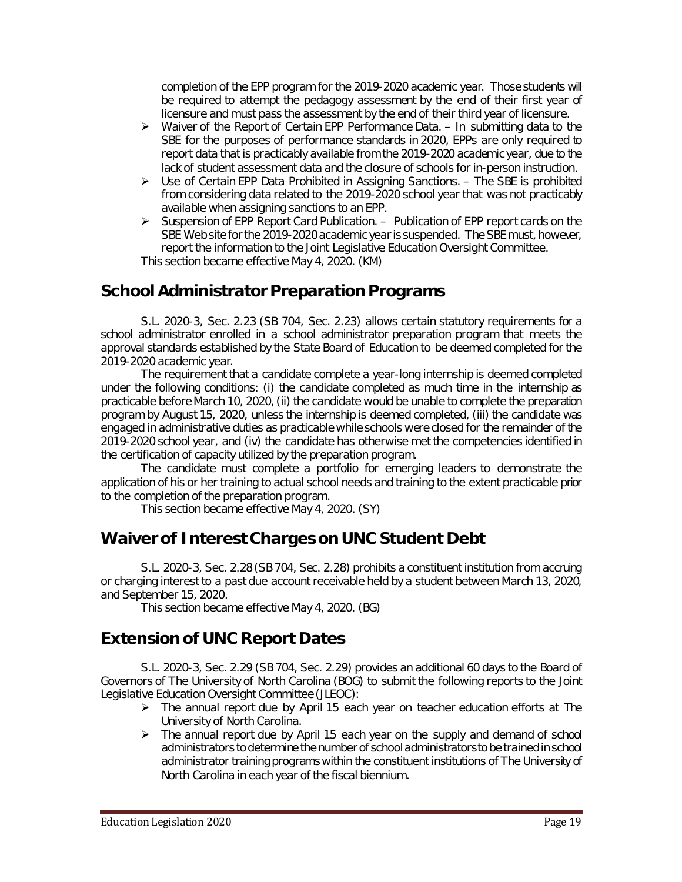completion of the EPP program for the 2019-2020 academic year. Those students will be required to attempt the pedagogy assessment by the end of their first year of licensure and must pass the assessment by the end of their third year of licensure.

- Waiver of the Report of Certain EPP Performance Data. – In submitting data to the SBE for the purposes of performance standards in 2020, EPPs are only required to report data that is practicably available from the 2019-2020 academic year, due to the lack of student assessment data and the closure of schools for in-person instruction.
- Use of Certain EPP Data Prohibited in Assigning Sanctions. – The SBE is prohibited from considering data related to the 2019-2020 school year that was not practicably available when assigning sanctions to an EPP.
- Suspension of EPP Report Card Publication. – Publication of EPP report cards on the SBE Web site for the 2019-2020 academic year is suspended. The SBE must, however, report the information to the Joint Legislative Education Oversight Committee.

This section became effective May 4, 2020. (KM)

## School Administrator Preparation Programs

S.L. 2020-3, Sec. 2.23 (SB 704, Sec. 2.23) allows certain statutory requirements for a school administrator enrolled in a school administrator preparation program that meets the approval standards established by the State Board of Education to be deemed completed for the 2019-2020 academic year.

The requirement that a candidate complete a year-long internship is deemed completed under the following conditions: (i) the candidate completed as much time in the internship as practicable before March 10, 2020, (ii) the candidate would be unable to complete the preparation program by August 15, 2020, unless the internship is deemed completed, (iii) the candidate was engaged in administrative duties as practicable while schools were closed for the remainder of the 2019-2020 school year, and (iv) the candidate has otherwise met the competencies identified in the certification of capacity utilized by the preparation program.

The candidate must complete a portfolio for emerging leaders to demonstrate the application of his or her training to actual school needs and training to the extent practicable prior to the completion of the preparation program.

This section became effective May 4, 2020. (SY)

## Waiver of Interest Charges on UNC Student Debt

S.L. 2020-3, Sec. 2.28 (SB 704, Sec. 2.28) prohibits a constituent institution from accruing or charging interest to a past due account receivable held by a student between March 13, 2020, and September 15, 2020.

This section became effective May 4, 2020. (BG)

## Extension of UNC Report Dates

S.L. 2020-3, Sec. 2.29 (SB 704, Sec. 2.29) provides an additional 60 days to the Board of Governors of The University of North Carolina (BOG) to submit the following reports to the Joint Legislative Education Oversight Committee (JLEOC):

- The annual report due by April 15 each year on teacher education efforts at The University of North Carolina.
- The annual report due by April 15 each year on the supply and demand of school administrators to determine the number of school administrators to be trained in school administrator training programs within the constituent institutions of The University of North Carolina in each year of the fiscal biennium.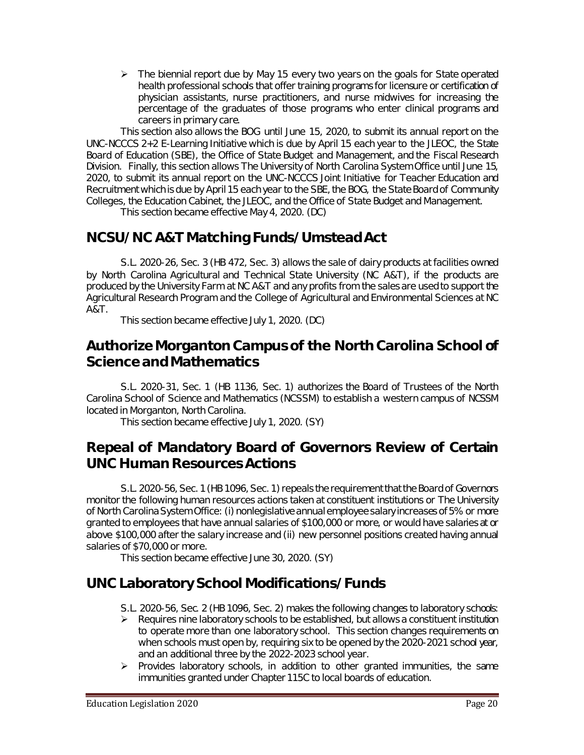- The biennial report due by May 15 every two years on the goals for State operated health professional schools that offer training programs for licensure or certification of physician assistants, nurse practitioners, and nurse midwives for increasing the percentage of the graduates of those programs who enter clinical programs and careers in primary care.

This section also allows the BOG until June 15, 2020, to submit its annual report on the UNC-NCCCS 2+2 E-Learning Initiative which is due by April 15 each year to the JLEOC, the State Board of Education (SBE), the Office of State Budget and Management, and the Fiscal Research Division. Finally, this section allows The University of North Carolina System Office until June 15, 2020, to submit its annual report on the UNC-NCCCS Joint Initiative for Teacher Education and Recruitment which is due by April 15 each year to the SBE, the BOG, the State Board of Community Colleges, the Education Cabinet, the JLEOC, and the Office of State Budget and Management.

This section became effective May 4, 2020. (DC)

## NCSU/NC A&T Matching Funds/Umstead Act

S.L. 2020-26, Sec. 3 (HB 472, Sec. 3) allows the sale of dairy products at facilities owned by North Carolina Agricultural and Technical State University (NC A&T), if the products are produced by the University Farm at NC A&T and any profits from the sales are used to support the Agricultural Research Program and the College of Agricultural and Environmental Sciences at NC A&T.

This section became effective July 1, 2020. (DC)

## Authorize Morganton Campus of the North Carolina School of Science and Mathematics

S.L. 2020-31, Sec. 1 (HB 1136, Sec. 1) authorizes the Board of Trustees of the North Carolina School of Science and Mathematics (NCSSM) to establish a western campus of NCSSM located in Morganton, North Carolina.

This section became effective July 1, 2020. (SY)

## Repeal of Mandatory Board of Governors Review of Certain UNC Human Resources Actions

S.L. 2020-56, Sec. 1 (HB 1096, Sec. 1) repeals the requirement that the Board of Governors monitor the following human resources actions taken at constituent institutions or The University of North Carolina System Office: (i) nonlegislative annual employee salary increases of 5% or more granted to employees that have annual salaries of $100,000 or more, or would have salaries at or above $100,000 after the salary increase and (ii) new personnel positions created having annual salaries of $70,000 or more.

This section became effective June 30, 2020. (SY)

## UNC Laboratory School Modifications/Funds

S.L. 2020-56, Sec. 2 (HB 1096, Sec. 2) makes the following changes to laboratory schools:

- Requires nine laboratory schools to be established, but allows a constituent institution to operate more than one laboratory school. This section changes requirements on when schools must open by, requiring six to be opened by the 2020-2021 school year, and an additional three by the 2022-2023 school year.
- Provides laboratory schools, in addition to other granted immunities, the same immunities granted under Chapter 115C to local boards of education.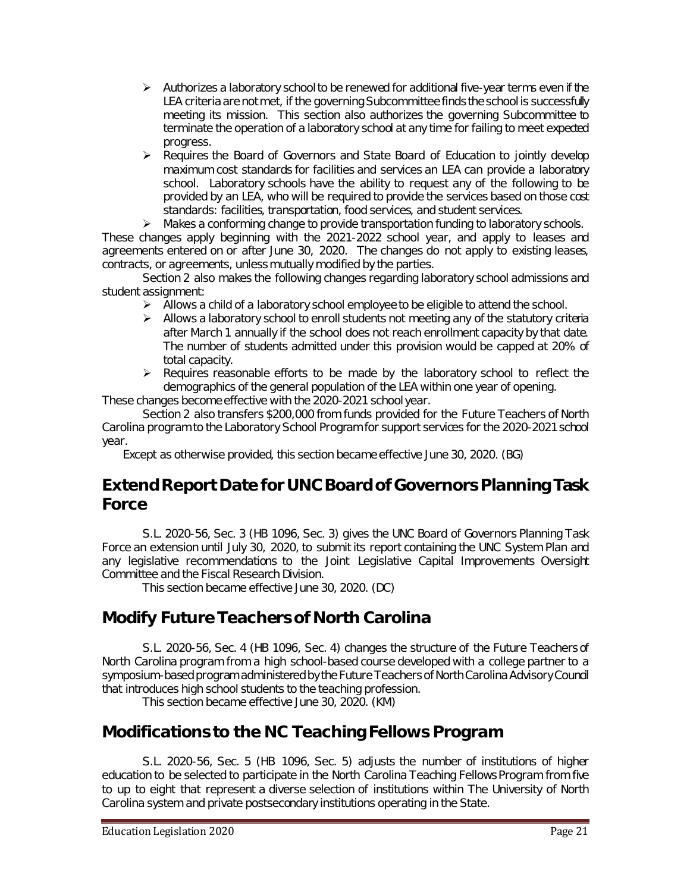- Authorizes a laboratory school to be renewed for additional five-year terms even if the LEA criteria are not met, if the governing Subcommittee finds the school is successfully meeting its mission. This section also authorizes the governing Subcommittee to terminate the operation of a laboratory school at any time for failing to meet expected progress.
- Requires the Board of Governors and State Board of Education to jointly develop maximum cost standards for facilities and services an LEA can provide a laboratory school. Laboratory schools have the ability to request any of the following to be provided by an LEA, who will be required to provide the services based on those cost standards: facilities, transportation, food services, and student services.
- Makes a conforming change to provide transportation funding to laboratory schools.

These changes apply beginning with the 2021-2022 school year, and apply to leases and agreements entered on or after June 30, 2020. The changes do not apply to existing leases, contracts, or agreements, unless mutually modified by the parties.

Section 2 also makes the following changes regarding laboratory school admissions and student assignment:

- Allows a child of a laboratory school employee to be eligible to attend the school.
- Allows a laboratory school to enroll students not meeting any of the statutory criteria after March 1 annually if the school does not reach enrollment capacity by that date. The number of students admitted under this provision would be capped at 20% of total capacity.
- Requires reasonable efforts to be made by the laboratory school to reflect the demographics of the general population of the LEA within one year of opening.

These changes become effective with the 2020-2021 school year.

Section 2 also transfers $200,000 from funds provided for the Future Teachers of North Carolina program to the Laboratory School Program for support services for the 2020-2021 school year.

Except as otherwise provided, this section became effective June 30, 2020. (BG)

## Extend Report Date for UNC Board of Governors Planning Task Force

S.L. 2020-56, Sec. 3 (HB 1096, Sec. 3) gives the UNC Board of Governors Planning Task Force an extension until July 30, 2020, to submit its report containing the UNC System Plan and any legislative recommendations to the Joint Legislative Capital Improvements Oversight Committee and the Fiscal Research Division.

This section became effective June 30, 2020. (DC)

## Modify Future Teachers of North Carolina

S.L. 2020-56, Sec. 4 (HB 1096, Sec. 4) changes the structure of the Future Teachers of North Carolina program from a high school-based course developed with a college partner to a symposium-based program administered by the Future Teachers of North Carolina Advisory Council that introduces high school students to the teaching profession.

This section became effective June 30, 2020. (KM)

## Modifications to the NC Teaching Fellows Program

S.L. 2020-56, Sec. 5 (HB 1096, Sec. 5) adjusts the number of institutions of higher education to be selected to participate in the North Carolina Teaching Fellows Program from five to up to eight that represent a diverse selection of institutions within The University of North Carolina system and private postsecondary institutions operating in the State.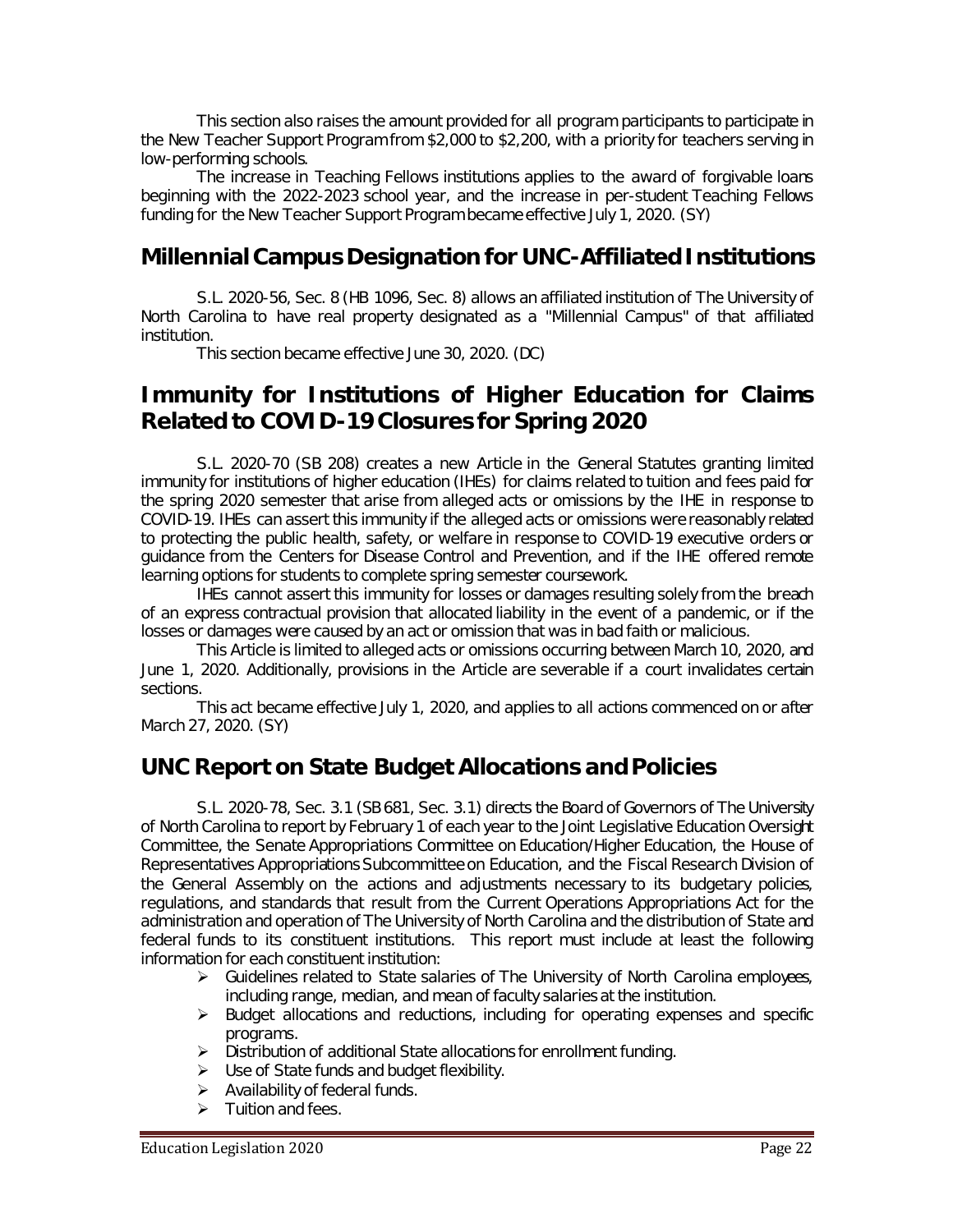This section also raises the amount provided for all program participants to participate in the New Teacher Support Program from $2,000 to $2,200, with a priority for teachers serving in low-performing schools.

The increase in Teaching Fellows institutions applies to the award of forgivable loans beginning with the 2022-2023 school year, and the increase in per-student Teaching Fellows funding for the New Teacher Support Program became effective July 1, 2020. (SY)

## Millennial Campus Designation for UNC-Affiliated Institutions

S.L. 2020-56, Sec. 8 (HB 1096, Sec. 8) allows an affiliated institution of The University of North Carolina to have real property designated as a "Millennial Campus" of that affiliated institution.

This section became effective June 30, 2020. (DC)

## Immunity for Institutions of Higher Education for Claims Related to COVID-19 Closures for Spring 2020

S.L. 2020-70 (SB 208) creates a new Article in the General Statutes granting limited immunity for institutions of higher education (IHEs) for claims related to tuition and fees paid for the spring 2020 semester that arise from alleged acts or omissions by the IHE in response to COVID-19. IHEs can assert this immunity if the alleged acts or omissions were reasonably related to protecting the public health, safety, or welfare in response to COVID-19 executive orders or guidance from the Centers for Disease Control and Prevention, and if the IHE offered remote learning options for students to complete spring semester coursework.

IHEs cannot assert this immunity for losses or damages resulting solely from the breach of an express contractual provision that allocated liability in the event of a pandemic, or if the losses or damages were caused by an act or omission that was in bad faith or malicious.

This Article is limited to alleged acts or omissions occurring between March 10, 2020, and June 1, 2020. Additionally, provisions in the Article are severable if a court invalidates certain sections.

This act became effective July 1, 2020, and applies to all actions commenced on or after March 27, 2020. (SY)

## UNC Report on State Budget Allocations and Policies

S.L. 2020-78, Sec. 3.1 (SB 681, Sec. 3.1) directs the Board of Governors of The University of North Carolina to report by February 1 of each year to the Joint Legislative Education Oversight Committee, the Senate Appropriations Committee on Education/Higher Education, the House of Representatives Appropriations Subcommittee on Education, and the Fiscal Research Division of the General Assembly on the actions and adjustments necessary to its budgetary policies, regulations, and standards that result from the Current Operations Appropriations Act for the administration and operation of The University of North Carolina and the distribution of State and federal funds to its constituent institutions. This report must include at least the following information for each constituent institution:

- Guidelines related to State salaries of The University of North Carolina employees, including range, median, and mean of faculty salaries at the institution.
- Budget allocations and reductions, including for operating expenses and specific programs.
- Distribution of additional State allocations for enrollment funding.
- Use of State funds and budget flexibility.
- Availability of federal funds.
- Tuition and fees.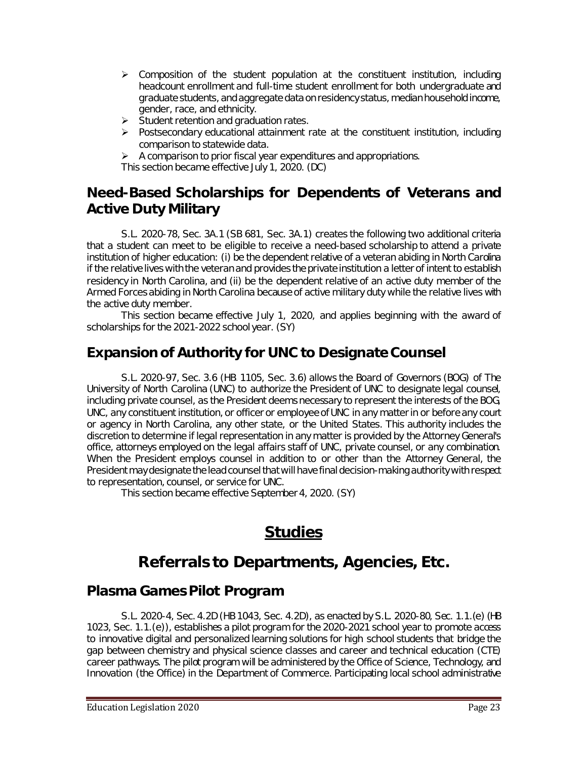- Composition of the student population at the constituent institution, including headcount enrollment and full-time student enrollment for both undergraduate and graduate students, and aggregate data on residency status, median household income, gender, race, and ethnicity.
- Student retention and graduation rates.
- Postsecondary educational attainment rate at the constituent institution, including comparison to statewide data.
- A comparison to prior fiscal year expenditures and appropriations.

This section became effective July 1, 2020. (DC)

## Need-Based Scholarships for Dependents of Veterans and Active Duty Military

S.L. 2020-78, Sec. 3A.1 (SB 681, Sec. 3A.1) creates the following two additional criteria that a student can meet to be eligible to receive a need-based scholarship to attend a private institution of higher education: (i) be the dependent relative of a veteran abiding in North Carolina if the relative lives with the veteran and provides the private institution a letter of intent to establish residency in North Carolina, and (ii) be the dependent relative of an active duty member of the Armed Forces abiding in North Carolina because of active military duty while the relative lives with the active duty member.

This section became effective July 1, 2020, and applies beginning with the award of scholarships for the 2021-2022 school year. (SY)

## Expansion of Authority for UNC to Designate Counsel

S.L. 2020-97, Sec. 3.6 (HB 1105, Sec. 3.6) allows the Board of Governors (BOG) of The University of North Carolina (UNC) to authorize the President of UNC to designate legal counsel, including private counsel, as the President deems necessary to represent the interests of the BOG, UNC, any constituent institution, or officer or employee of UNC in any matter in or before any court or agency in North Carolina, any other state, or the United States. This authority includes the discretion to determine if legal representation in any matter is provided by the Attorney General's office, attorneys employed on the legal affairs staff of UNC, private counsel, or any combination. When the President employs counsel in addition to or other than the Attorney General, the President may designate the lead counsel that will have final decision-making authority with respect to representation, counsel, or service for UNC.

This section became effective September 4, 2020. (SY)

# Studies

# Referrals to Departments, Agencies, Etc.

## Plasma Games Pilot Program

S.L. 2020-4, Sec. 4.2D (HB 1043, Sec. 4.2D), as enacted by S.L. 2020-80, Sec. 1.1.(e) (HB 1023, Sec. 1.1.(e)), establishes a pilot program for the 2020-2021 school year to promote access to innovative digital and personalized learning solutions for high school students that bridge the gap between chemistry and physical science classes and career and technical education (CTE) career pathways. The pilot program will be administered by the Office of Science, Technology, and Innovation (the Office) in the Department of Commerce. Participating local school administrative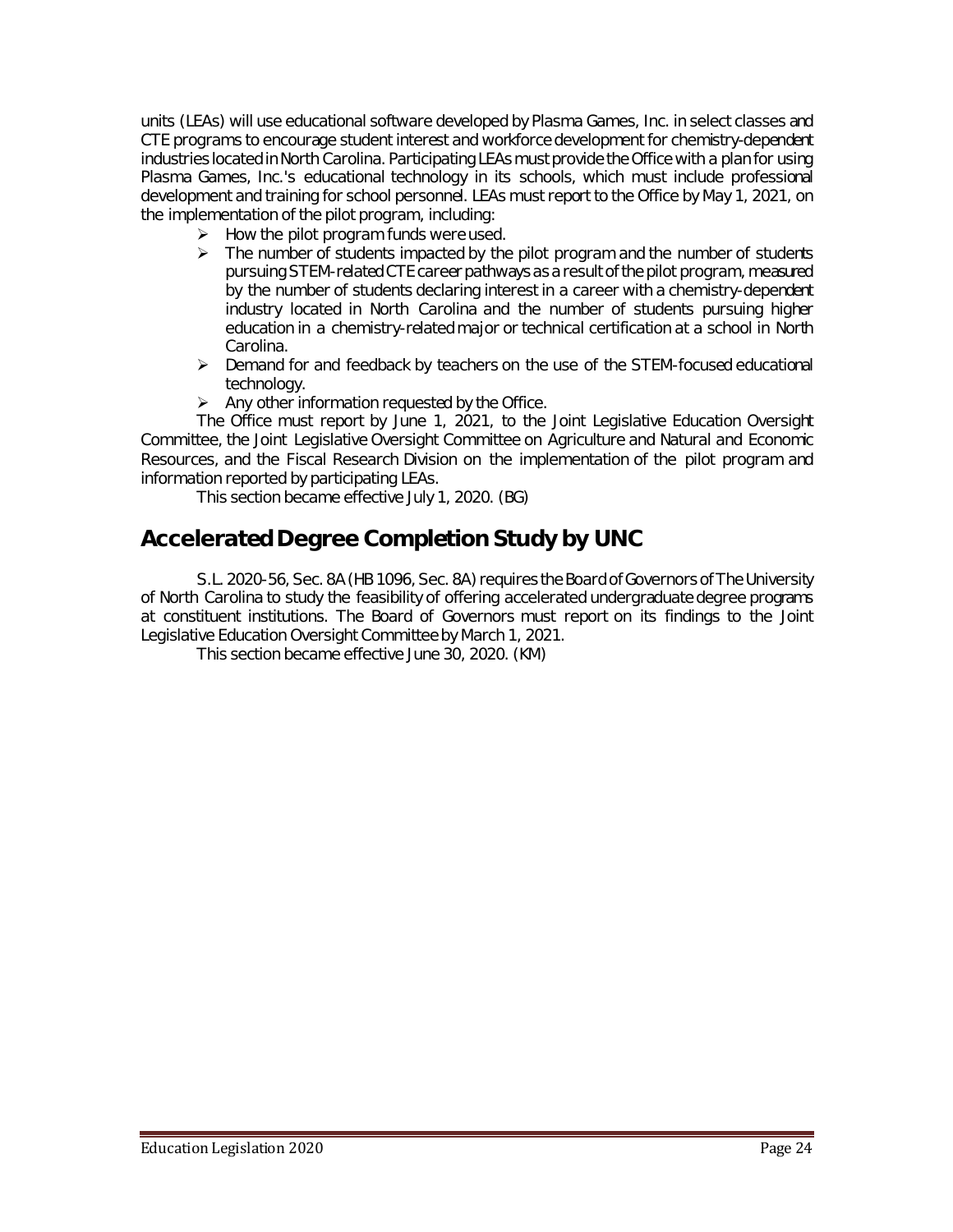units (LEAs) will use educational software developed by Plasma Games, Inc. in select classes and CTE programs to encourage student interest and workforce development for chemistry-dependent industries located in North Carolina. Participating LEAs must provide the Office with a plan for using Plasma Games, Inc.'s educational technology in its schools, which must include professional development and training for school personnel. LEAs must report to the Office by May 1, 2021, on the implementation of the pilot program, including:

- How the pilot program funds were used.
- The number of students impacted by the pilot program and the number of students pursuing STEM-related CTE career pathways as a result of the pilot program, measured by the number of students declaring interest in a career with a chemistry-dependent industry located in North Carolina and the number of students pursuing higher education in a chemistry-related major or technical certification at a school in North Carolina.
- Demand for and feedback by teachers on the use of the STEM-focused educational technology.
- Any other information requested by the Office.

The Office must report by June 1, 2021, to the Joint Legislative Education Oversight Committee, the Joint Legislative Oversight Committee on Agriculture and Natural and Economic Resources, and the Fiscal Research Division on the implementation of the pilot program and information reported by participating LEAs.

This section became effective July 1, 2020. (BG)

## Accelerated Degree Completion Study by UNC

S.L. 2020-56, Sec. 8A (HB 1096, Sec. 8A) requires the Board of Governors of The University of North Carolina to study the feasibility of offering accelerated undergraduate degree programs at constituent institutions. The Board of Governors must report on its findings to the Joint Legislative Education Oversight Committee by March 1, 2021.

This section became effective June 30, 2020. (KM)